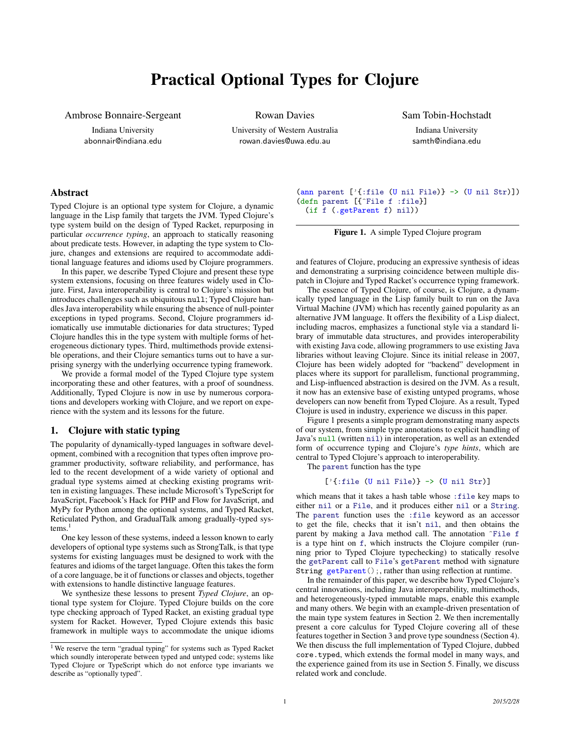# Practical Optional Types for Clojure

Ambrose Bonnaire-Sergeant
Indiana University
abonnair@indiana.edu

Rowan Davies
University of Western Australia
rowan.davies@uwa.edu.au

Sam Tobin-Hochstadt
Indiana University
samth@indiana.edu

## Abstract

Typed Clojure is an optional type system for Clojure, a dynamic language in the Lisp family that targets the JVM. Typed Clojure's type system build on the design of Typed Racket, repurposing in particular *occurrence typing*, an approach to statically reasoning about predicate tests. However, in adapting the type system to Clojure, changes and extensions are required to accommodate additional language features and idioms used by Clojure programmers.

In this paper, we describe Typed Clojure and present these type system extensions, focusing on three features widely used in Clojure. First, Java interoperability is central to Clojure's mission but introduces challenges such as ubiquitous `null`; Typed Clojure handles Java interoperability while ensuring the absence of null-pointer exceptions in typed programs. Second, Clojure programmers idiomatically use immutable dictionaries for data structures; Typed Clojure handles this in the type system with multiple forms of heterogeneous dictionary types. Third, multimethods provide extensible operations, and their Clojure semantics turns out to have a surprising synergy with the underlying occurrence typing framework.

We provide a formal model of the Typed Clojure type system incorporating these and other features, with a proof of soundness. Additionally, Typed Clojure is now in use by numerous corporations and developers working with Clojure, and we report on experience with the system and its lessons for the future.

## 1. Clojure with static typing

The popularity of dynamically-typed languages in software development, combined with a recognition that types often improve programmer productivity, software reliability, and performance, has led to the recent development of a wide variety of optional and gradual type systems aimed at checking existing programs written in existing languages. These include Microsoft's TypeScript for JavaScript, Facebook's Hack for PHP and Flow for JavaScript, and MyPy for Python among the optional systems, and Typed Racket, Reticulated Python, and GradualTalk among gradually-typed systems.[1]

One key lesson of these systems, indeed a lesson known to early developers of optional type systems such as StrongTalk, is that type systems for existing languages must be designed to work with the features and idioms of the target language. Often this takes the form of a core language, be it of functions or classes and objects, together with extensions to handle distinctive language features.

We synthesize these lessons to present *Typed Clojure*, an optional type system for Clojure. Typed Clojure builds on the core type checking approach of Typed Racket, an existing gradual type system for Racket. However, Typed Clojure extends this basic framework in multiple ways to accommodate the unique idioms and features of Clojure, producing an expressive synthesis of ideas and demonstrating a surprising coincidence between multiple dispatch in Clojure and Typed Racket's occurrence typing framework.

[1] We reserve the term "gradual typing" for systems such as Typed Racket which soundly interoperate between typed and untyped code; systems like Typed Clojure or TypeScript which do not enforce type invariants we describe as "optionally typed".

```
(ann parent ['{:file (U nil File)} -> (U nil Str)])
(defn parent [{^File f :file}]
  (if f (.getParent f) nil))
```

**Figure 1.** A simple Typed Clojure program

The essence of Typed Clojure, of course, is Clojure, a dynamically typed language in the Lisp family built to run on the Java Virtual Machine (JVM) which has recently gained popularity as an alternative JVM language. It offers the flexibility of a Lisp dialect, including macros, emphasizes a functional style via a standard library of immutable data structures, and provides interoperability with existing Java code, allowing programmers to use existing Java libraries without leaving Clojure. Since its initial release in 2007, Clojure has been widely adopted for "backend" development in places where its support for parallelism, functional programming, and Lisp-influenced abstraction is desired on the JVM. As a result, it now has an extensive base of existing untyped programs, whose developers can now benefit from Typed Clojure. As a result, Typed Clojure is used in industry, experience we discuss in this paper.

Figure 1 presents a simple program demonstrating many aspects of our system, from simple type annotations to explicit handling of Java's `null` (written `nil`) in interoperation, as well as an extended form of occurrence typing and Clojure's *type hints*, which are central to Typed Clojure's approach to interoperability.

The `parent` function has the type

```
['{:file (U nil File)} -> (U nil Str)]
```

which means that it takes a hash table whose `:file` key maps to either `nil` or a `File`, and it produces either `nil` or a `String`. The `parent` function uses the `:file` keyword as an accessor to get the file, checks that it isn't `nil`, and then obtains the parent by making a Java method call. The annotation `^File f` is a type hint on `f`, which instructs the Clojure compiler (running prior to Typed Clojure typechecking) to statically resolve the `getParent` call to `File`'s `getParent` method with signature `String getParent();`, rather than using reflection at runtime.

In the remainder of this paper, we describe how Typed Clojure's central innovations, including Java interoperability, multimethods, and heterogeneously-typed immutable maps, enable this example and many others. We begin with an example-driven presentation of the main type system features in Section 2. We then incrementally present a core calculus for Typed Clojure covering all of these features together in Section 3 and prove type soundness (Section 4). We then discuss the full implementation of Typed Clojure, dubbed `core.typed`, which extends the formal model in many ways, and the experience gained from its use in Section 5. Finally, we discuss related work and conclude.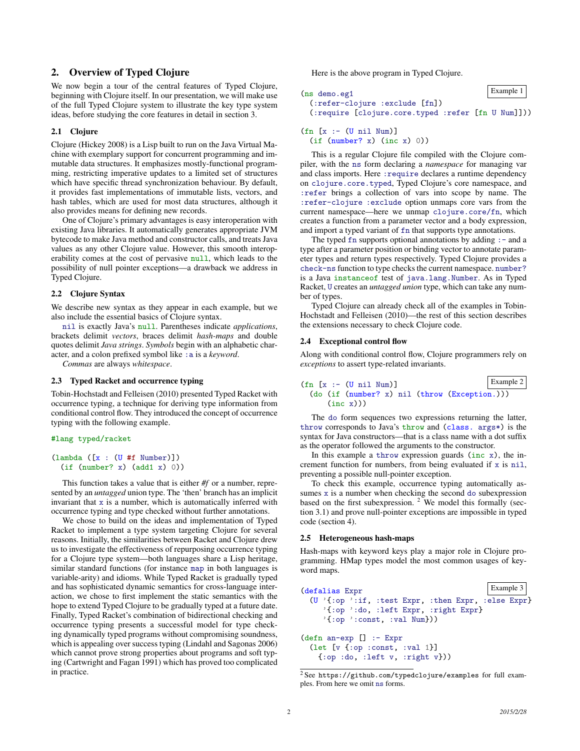## 2. Overview of Typed Clojure

We now begin a tour of the central features of Typed Clojure, beginning with Clojure itself. In our presentation, we will make use of the full Typed Clojure system to illustrate the key type system ideas, before studying the core features in detail in section 3.

### 2.1 Clojure

Clojure (Hickey 2008) is a Lisp built to run on the Java Virtual Machine with exemplary support for concurrent programming and immutable data structures. It emphasizes mostly-functional programming, restricting imperative updates to a limited set of structures which have specific thread synchronization behaviour. By default, it provides fast implementations of immutable lists, vectors, and hash tables, which are used for most data structures, although it also provides means for defining new records.

One of Clojure's primary advantages is easy interoperation with existing Java libraries. It automatically generates appropriate JVM bytecode to make Java method and constructor calls, and treats Java values as any other Clojure value. However, this smooth interoperability comes at the cost of pervasive `null`, which leads to the possibility of null pointer exceptions—a drawback we address in Typed Clojure.

### 2.2 Clojure Syntax

We describe new syntax as they appear in each example, but we also include the essential basics of Clojure syntax.

`nil` is exactly Java's `null`. Parentheses indicate *applications*, brackets delimit *vectors*, braces delimit *hash-maps* and double quotes delimit *Java strings*. *Symbols* begin with an alphabetic character, and a colon prefixed symbol like `:a` is a *keyword*.

*Commas* are always *whitespace*.

### 2.3 Typed Racket and occurrence typing

Tobin-Hochstadt and Felleisen (2010) presented Typed Racket with occurrence typing, a technique for deriving type information from conditional control flow. They introduced the concept of occurrence typing with the following example.

```
#lang typed/racket

(lambda ([x : (U #f Number)])
  (if (number? x) (add1 x) 0))
```

This function takes a value that is either *#f* or a number, represented by an *untagged* union type. The 'then' branch has an implicit invariant that `x` is a number, which is automatically inferred with occurrence typing and type checked without further annotations.

We chose to build on the ideas and implementation of Typed Racket to implement a type system targeting Clojure for several reasons. Initially, the similarities between Racket and Clojure drew us to investigate the effectiveness of repurposing occurrence typing for a Clojure type system—both languages share a Lisp heritage, similar standard functions (for instance `map` in both languages is variable-arity) and idioms. While Typed Racket is gradually typed and has sophisticated dynamic semantics for cross-language interaction, we chose to first implement the static semantics with the hope to extend Typed Clojure to be gradually typed at a future date. Finally, Typed Racket's combination of bidirectional checking and occurrence typing presents a successful model for type checking dynamically typed programs without compromising soundness, which is appealing over success typing (Lindahl and Sagonas 2006) which cannot prove strong properties about programs and soft typing (Cartwright and Fagan 1991) which has proved too complicated in practice.

Here is the above program in Typed Clojure.

```
(ns demo.eg1                                            Example 1
  (:refer-clojure :exclude [fn])
  (:require [clojure.core.typed :refer [fn U Num]]))

(fn [x :- (U nil Num)]
  (if (number? x) (inc x) 0))
```

This is a regular Clojure file compiled with the Clojure compiler, with the `ns` form declaring a *namespace* for managing var and class imports. Here `:require` declares a runtime dependency on `clojure.core.typed`, Typed Clojure's core namespace, and `:refer` brings a collection of vars into scope by name. The `:refer-clojure :exclude` option unmaps core vars from the current namespace—here we unmap `clojure.core/fn`, which creates a function from a parameter vector and a body expression, and import a typed variant of `fn` that supports type annotations.

The typed `fn` supports optional annotations by adding `:-` and a type after a parameter position or binding vector to annotate parameter types and return types respectively. Typed Clojure provides a `check-ns` function to type checks the current namespace. `number?` is a Java `instanceof` test of `java.lang.Number`. As in Typed Racket, `U` creates an *untagged union* type, which can take any number of types.

Typed Clojure can already check all of the examples in Tobin-Hochstadt and Felleisen (2010)—the rest of this section describes the extensions necessary to check Clojure code.

### 2.4 Exceptional control flow

Along with conditional control flow, Clojure programmers rely on *exceptions* to assert type-related invariants.

```
(fn [x :- (U nil Num)]                                  Example 2
  (do (if (number? x) nil (throw (Exception.)))
      (inc x)))
```

The `do` form sequences two expressions returning the latter, `throw` corresponds to Java's `throw` and `(class. args*)` is the syntax for Java constructors—that is a class name with a dot suffix as the operator followed the arguments to the constructor.

In this example a `throw` expression guards `(inc x)`, the increment function for numbers, from being evaluated if `x` is `nil`, preventing a possible null-pointer exception.

To check this example, occurrence typing automatically assumes `x` is a number when checking the second `do` subexpression based on the first subexpression. [2] We model this formally (section 3.1) and prove null-pointer exceptions are impossible in typed code (section 4).

### 2.5 Heterogeneous hash-maps

Hash-maps with keyword keys play a major role in Clojure programming. HMap types model the most common usages of keyword maps.

```
(defalias Expr                                          Example 3
  (U '{:op ':if, :test Expr, :then Expr, :else Expr}
     '{:op ':do, :left Expr, :right Expr}
     '{:op ':const, :val Num}))

(defn an-exp [] :- Expr
  (let [v {:op :const, :val 1}]
    {:op :do, :left v, :right v}))
```

[2] See `https://github.com/typedclojure/examples` for full examples. From here we omit `ns` forms.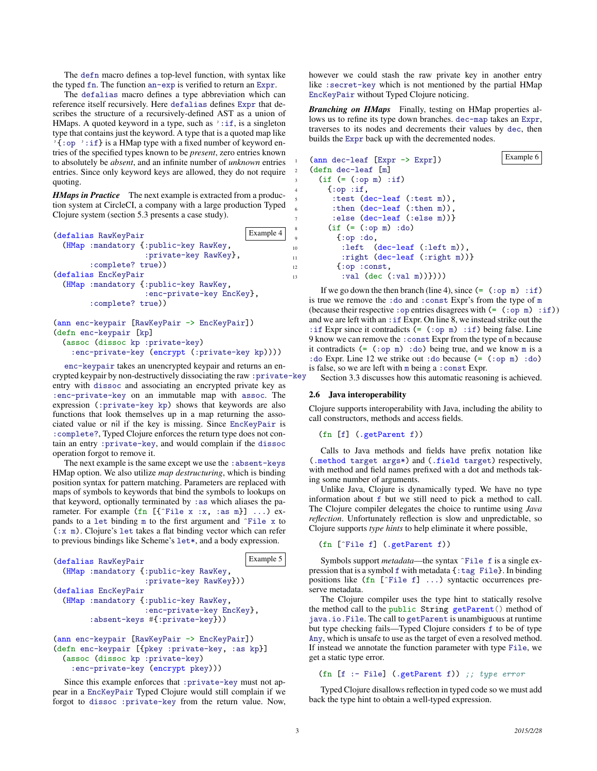The `defn` macro defines a top-level function, with syntax like the typed `fn`. The function `an-exp` is verified to return an `Expr`.

The `defalias` macro defines a type abbreviation which can reference itself recursively. Here `defalias` defines `Expr` that describes the structure of a recursively-defined AST as a union of HMaps. A quoted keyword in a type, such as `':if`, is a singleton type that contains just the keyword. A type that is a quoted map like `'{:op ':if}` is a HMap type with a fixed number of keyword entries of the specified types known to be *present*, zero entries known to absolutely be *absent*, and an infinite number of *unknown* entries entries. Since only keyword keys are allowed, they do not require quoting.

***HMaps in Practice*** The next example is extracted from a production system at CircleCI, a company with a large production Typed Clojure system (section 5.3 presents a case study).

Example 4
```
(defalias RawKeyPair
  (HMap :mandatory {:public-key RawKey,
                    :private-key RawKey},
        :complete? true))
(defalias EncKeyPair
  (HMap :mandatory {:public-key RawKey,
                    :enc-private-key EncKey},
        :complete? true))

(ann enc-keypair [RawKeyPair -> EncKeyPair])
(defn enc-keypair [kp]
  (assoc (dissoc kp :private-key)
    :enc-private-key (encrypt (:private-key kp))))
```

`enc-keypair` takes an unencrypted keypair and returns an encrypted keypair by non-destructively dissociating the raw `:private-key` entry with `dissoc` and associating an encrypted private key as `:enc-private-key` on an immutable map with `assoc`. The expression `(:private-key kp)` shows that keywords are also functions that look themselves up in a map returning the associated value or nil if the key is missing. Since `EncKeyPair` is `:complete?`, Typed Clojure enforces the return type does not contain an entry `:private-key`, and would complain if the `dissoc` operation forgot to remove it.

The next example is the same except we use the `:absent-keys` HMap option. We also utilize *map destructuring*, which is binding position syntax for pattern matching. Parameters are replaced with maps of symbols to keywords that bind the symbols to lookups on that keyword, optionally terminated by `:as` which aliases the parameter. For example `(fn [{^File x :x, :as m}] ...)` expands to a `let` binding `m` to the first argument and `^File x` to `(:x m)`. Clojure's `let` takes a flat binding vector which can refer to previous bindings like Scheme's `let*`, and a body expression.

Example 5
```
(defalias RawKeyPair
  (HMap :mandatory {:public-key RawKey,
                    :private-key RawKey}))
(defalias EncKeyPair
  (HMap :mandatory {:public-key RawKey,
                    :enc-private-key EncKey},
        :absent-keys #{:private-key}))

(ann enc-keypair [RawKeyPair -> EncKeyPair])
(defn enc-keypair [{pkey :private-key, :as kp}]
  (assoc (dissoc kp :private-key)
    :enc-private-key (encrypt pkey)))
```

Since this example enforces that `:private-key` must not appear in a `EncKeyPair` Typed Clojure would still complain if we forgot to `dissoc :private-key` from the return value. Now, however we could stash the raw private key in another entry like `:secret-key` which is not mentioned by the partial HMap `EncKeyPair` without Typed Clojure noticing.

***Branching on HMaps*** Finally, testing on HMap properties allows us to refine its type down branches. `dec-map` takes an `Expr`, traverses to its nodes and decrements their values by `dec`, then builds the `Expr` back up with the decremented nodes.

Example 6
```
1  (ann dec-leaf [Expr -> Expr])
2  (defn dec-leaf [m]
3    (if (= (:op m) :if)
4      {:op :if,
5       :test (dec-leaf (:test m)),
6       :then (dec-leaf (:then m)),
7       :else (dec-leaf (:else m))}
8      (if (= (:op m) :do)
9        {:op :do,
10        :left  (dec-leaf (:left m)),
11        :right (dec-leaf (:right m))}
12       {:op :const,
13        :val (dec (:val m))})))
```

If we go down the then branch (line 4), since `(= (:op m) :if)` is true we remove the `:do` and `:const` Expr's from the type of `m` (because their respective `:op` entries disagrees with `(= (:op m) :if)`) and we are left with an `:if` Expr. On line 8, we instead strike out the `:if` Expr since it contradicts `(= (:op m) :if)` being false. Line 9 know we can remove the `:const` Expr from the type of `m` because it contradicts `(= (:op m) :do)` being true, and we know `m` is a `:do` Expr. Line 12 we strike out `:do` because `(= (:op m) :do)` is false, so we are left with `m` being a `:const` Expr.

Section 3.3 discusses how this automatic reasoning is achieved.

## 2.6 Java interoperability

Clojure supports interoperability with Java, including the ability to call constructors, methods and access fields.

```
(fn [f] (.getParent f))
```

Calls to Java methods and fields have prefix notation like `(.method target args*)` and `(.field target)` respectively, with method and field names prefixed with a dot and methods taking some number of arguments.

Unlike Java, Clojure is dynamically typed. We have no type information about `f` but we still need to pick a method to call. The Clojure compiler delegates the choice to runtime using *Java reflection*. Unfortunately reflection is slow and unpredictable, so Clojure supports *type hints* to help eliminate it where possible,

```
(fn [^File f] (.getParent f))
```

Symbols support *metadata*—the syntax `^File f` is a single expression that is a symbol `f` with metadata `{:tag File}`. In binding positions like `(fn [^File f] ...)` syntactic occurrences preserve metadata.

The Clojure compiler uses the type hint to statically resolve the method call to the `public String getParent()` method of `java.io.File`. The call to `getParent` is unambiguous at runtime but type checking fails—Typed Clojure considers `f` to be of type `Any`, which is unsafe to use as the target of even a resolved method. If instead we annotate the function parameter with type `File`, we get a static type error.

```
(fn [f :- File] (.getParent f)) ;; type error
```

Typed Clojure disallows reflection in typed code so we must add back the type hint to obtain a well-typed expression.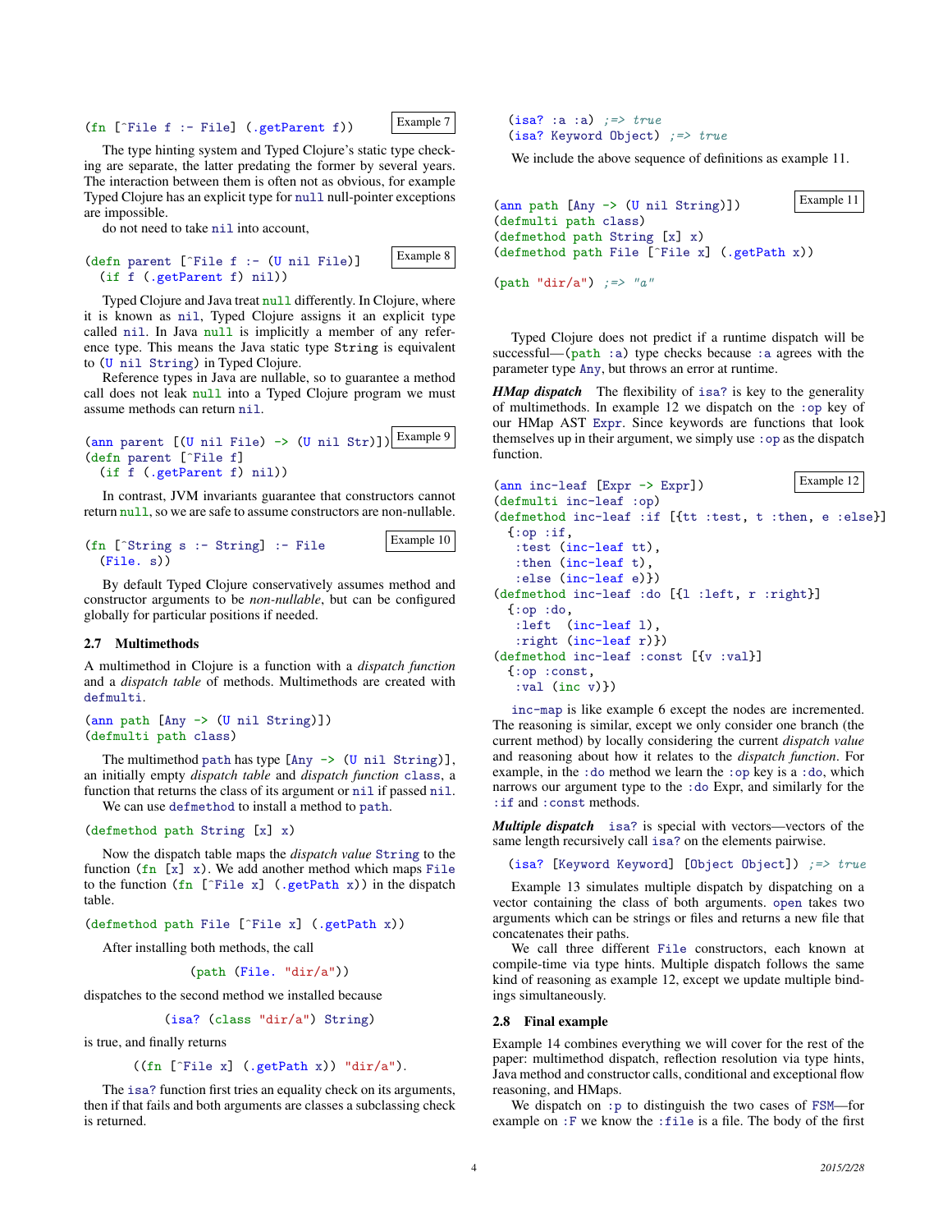```
(fn [^File f :- File] (.getParent f))
```

Example 7

The type hinting system and Typed Clojure's static type checking are separate, the latter predating the former by several years. The interaction between them is often not as obvious, for example Typed Clojure has an explicit type for `null` null-pointer exceptions are impossible.

do not need to take `nil` into account,

```
(defn parent [^File f :- (U nil File)]
  (if f (.getParent f) nil))
```

Example 8

Typed Clojure and Java treat `null` differently. In Clojure, where it is known as `nil`, Typed Clojure assigns it an explicit type called `nil`. In Java `null` is implicitly a member of any reference type. This means the Java static type `String` is equivalent to `(U nil String)` in Typed Clojure.

Reference types in Java are nullable, so to guarantee a method call does not leak `null` into a Typed Clojure program we must assume methods can return `nil`.

```
(ann parent [(U nil File) -> (U nil Str)])
(defn parent [^File f]
  (if f (.getParent f) nil))
```

Example 9

In contrast, JVM invariants guarantee that constructors cannot return `null`, so we are safe to assume constructors are non-nullable.

```
(fn [^String s :- String] :- File
  (File. s))
```

Example 10

By default Typed Clojure conservatively assumes method and constructor arguments to be *non-nullable*, but can be configured globally for particular positions if needed.

### 2.7 Multimethods

A multimethod in Clojure is a function with a *dispatch function* and a *dispatch table* of methods. Multimethods are created with `defmulti`.

```
(ann path [Any -> (U nil String)])
(defmulti path class)
```

The multimethod `path` has type `[Any -> (U nil String)]`, an initially empty *dispatch table* and *dispatch function* `class`, a function that returns the class of its argument or `nil` if passed `nil`.

We can use `defmethod` to install a method to `path`.

```
(defmethod path String [x] x)
```

Now the dispatch table maps the *dispatch value* `String` to the function `(fn [x] x)`. We add another method which maps `File` to the function `(fn [^File x] (.getPath x))` in the dispatch table.

```
(defmethod path File [^File x] (.getPath x))
```

After installing both methods, the call

```
(path (File. "dir/a"))
```

dispatches to the second method we installed because

```
(isa? (class "dir/a") String)
```

is true, and finally returns

```
((fn [^File x] (.getPath x)) "dir/a").
```

The `isa?` function first tries an equality check on its arguments, then if that fails and both arguments are classes a subclassing check is returned.

```
(isa? :a :a) ;=> true
(isa? Keyword Object) ;=> true
```

We include the above sequence of definitions as example 11.

```
(ann path [Any -> (U nil String)])
(defmulti path class)
(defmethod path String [x] x)
(defmethod path File [^File x] (.getPath x))

(path "dir/a") ;=> "a"
```

Example 11

Typed Clojure does not predict if a runtime dispatch will be successful—`(path :a)` type checks because `:a` agrees with the parameter type `Any`, but throws an error at runtime.

***HMap dispatch*** The flexibility of `isa?` is key to the generality of multimethods. In example 12 we dispatch on the `:op` key of our HMap AST `Expr`. Since keywords are functions that look themselves up in their argument, we simply use `:op` as the dispatch function.

```
(ann inc-leaf [Expr -> Expr])
(defmulti inc-leaf :op)
(defmethod inc-leaf :if [{tt :test, t :then, e :else}]
  {:op :if,
   :test (inc-leaf tt),
   :then (inc-leaf t),
   :else (inc-leaf e)})
(defmethod inc-leaf :do [{l :left, r :right}]
  {:op :do,
   :left  (inc-leaf l),
   :right (inc-leaf r)})
(defmethod inc-leaf :const [{v :val}]
  {:op :const,
   :val (inc v)})
```

Example 12

`inc-map` is like example 6 except the nodes are incremented. The reasoning is similar, except we only consider one branch (the current method) by locally considering the current *dispatch value* and reasoning about how it relates to the *dispatch function*. For example, in the `:do` method we learn the `:op` key is a `:do`, which narrows our argument type to the `:do` Expr, and similarly for the `:if` and `:const` methods.

***Multiple dispatch*** `isa?` is special with vectors—vectors of the same length recursively call `isa?` on the elements pairwise.

```
(isa? [Keyword Keyword] [Object Object]) ;=> true
```

Example 13 simulates multiple dispatch by dispatching on a vector containing the class of both arguments. `open` takes two arguments which can be strings or files and returns a new file that concatenates their paths.

We call three different `File` constructors, each known at compile-time via type hints. Multiple dispatch follows the same kind of reasoning as example 12, except we update multiple bindings simultaneously.

### 2.8 Final example

Example 14 combines everything we will cover for the rest of the paper: multimethod dispatch, reflection resolution via type hints, Java method and constructor calls, conditional and exceptional flow reasoning, and HMaps.

We dispatch on `:p` to distinguish the two cases of `FSM`—for example on `:F` we know the `:file` is a file. The body of the first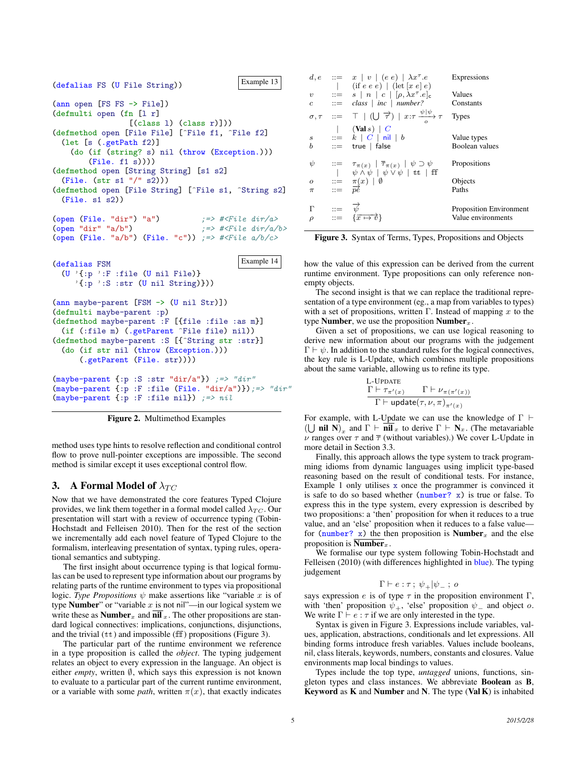Example 13

```
(defalias FS (U File String))

(ann open [FS FS -> File])
(defmulti open (fn [l r]
                 [(class l) (class r)]))
(defmethod open [File File] [^File f1, ^File f2]
  (let [s (.getPath f2)]
    (do (if (string? s) nil (throw (Exception.)))
        (File. f1 s))))
(defmethod open [String String] [s1 s2]
  (File. (str s1 "/" s2)))
(defmethod open [File String] [^File s1, ^String s2]
  (File. s1 s2))

(open (File. "dir") "a")          ;=> #<File dir/a>
(open "dir" "a/b")                ;=> #<File dir/a/b>
(open (File. "a/b") (File. "c")) ;=> #<File a/b/c>
```

Example 14

```
(defalias FSM
  (U '{:p ':F :file (U nil File)}
     '{:p ':S :str (U nil String)}))

(ann maybe-parent [FSM -> (U nil Str)])
(defmulti maybe-parent :p)
(defmethod maybe-parent :F [{file :file :as m}]
  (if (:file m) (.getParent ^File file) nil))
(defmethod maybe-parent :S [{^String str :str}]
  (do (if str nil (throw (Exception.)))
      (.getParent (File. str))))

(maybe-parent {:p :S :str "dir/a"}) ;=> "dir"
(maybe-parent {:p :F :file (File. "dir/a")});=> "dir"
(maybe-parent {:p :F :file nil}) ;=> nil
```

**Figure 2.** Multimethod Examples

method uses type hints to resolve reflection and conditional control flow to prove null-pointer exceptions are impossible. The second method is similar except it uses exceptional control flow.

## 3. A Formal Model of $\lambda_{TC}$

Now that we have demonstrated the core features Typed Clojure provides, we link them together in a formal model called $\lambda_{TC}$. Our presentation will start with a review of occurrence typing (Tobin-Hochstadt and Felleisen 2010). Then for the rest of the section we incrementally add each novel feature of Typed Clojure to the formalism, interleaving presentation of syntax, typing rules, operational semantics and subtyping.

The first insight about occurrence typing is that logical formulas can be used to represent type information about our programs by relating parts of the runtime environment to types via propositional logic. *Type Propositions* $\psi$ make assertions like "variable $x$ is of type **Number**" or "variable $x$ is not nil"—in our logical system we write these as $\mathbf{Number}_x$ and $\overline{\mathbf{nil}}_x$. The other propositions are standard logical connectives: implications, conjunctions, disjunctions, and the trivial ($\mathtt{tt}$) and impossible ($\mathtt{ff}$) propositions (Figure 3).

The particular part of the runtime environment we reference in a type proposition is called the *object*. The typing judgement relates an object to every expression in the language. An object is either *empty*, written $\emptyset$, which says this expression is not known to evaluate to a particular part of the current runtime environment, or a variable with some *path*, written $\pi(x)$, that exactly indicates

| | | | |
|---|---|---|---|
| $d, e$ | $::=$ | $x \mid v \mid (e\ e) \mid \lambda x^{\tau}.e$ | Expressions |
| | $\mid$ | $(\text{if } e\ e\ e) \mid (\text{let } [x\ e]\ e)$ | |
| $v$ | $::=$ | $s \mid n \mid c \mid [\rho, \lambda x^{\tau}.e]_{\mathsf{c}}$ | Values |
| $c$ | $::=$ | $class \mid inc \mid number?$ | Constants |
| $\sigma, \tau$ | $::=$ | $\top \mid (\bigcup \overrightarrow{\tau}) \mid x{:}\tau \xrightarrow[o]{\psi \mid \psi} \tau$ | Types |
| | $\mid$ | $(\mathbf{Val}\ s) \mid C$ | |
| $s$ | $::=$ | $k \mid C \mid \mathsf{nil} \mid b$ | Value types |
| $b$ | $::=$ | $\mathsf{true} \mid \mathsf{false}$ | Boolean values |
| $\psi$ | $::=$ | $\tau_{\pi(x)} \mid \overline{\tau}_{\pi(x)} \mid \psi \supset \psi$ | Propositions |
| | $\mid$ | $\psi \wedge \psi \mid \psi \vee \psi \mid \mathtt{tt} \mid \mathtt{ff}$ | |
| $o$ | $::=$ | $\pi(x) \mid \emptyset$ | Objects |
| $\pi$ | $::=$ | $\overrightarrow{pe}$ | Paths |
| $\Gamma$ | $::=$ | $\overrightarrow{\psi}$ | Proposition Environment |
| $\rho$ | $::=$ | $\{\overrightarrow{x \mapsto v}\}$ | Value environments |

**Figure 3.** Syntax of Terms, Types, Propositions and Objects

how the value of this expression can be derived from the current runtime environment. Type propositions can only reference non-empty objects.

The second insight is that we can replace the traditional representation of a type environment (eg., a map from variables to types) with a set of propositions, written $\Gamma$. Instead of mapping $x$ to the type **Number**, we use the proposition $\mathbf{Number}_x$.

Given a set of propositions, we can use logical reasoning to derive new information about our programs with the judgement $\Gamma \vdash \psi$. In addition to the standard rules for the logical connectives, the key rule is L-Update, which combines multiple propositions about the same variable, allowing us to refine its type.

$$\textsc{L-Update}\quad \frac{\Gamma \vdash \tau_{\pi'(x)} \qquad \Gamma \vdash \nu_{\pi(\pi'(x))}}{\Gamma \vdash \mathsf{update}(\tau, \nu, \pi)_{\pi'(x)}}$$

For example, with L-Update we can use the knowledge of $\Gamma \vdash (\bigcup\ \mathbf{nil}\ \mathbf{N})_x$ and $\Gamma \vdash \overline{\mathbf{nil}}_x$ to derive $\Gamma \vdash \mathbf{N}_x$. (The metavariable $\nu$ ranges over $\tau$ and $\overline{\tau}$ (without variables).) We cover L-Update in more detail in Section 3.3.

Finally, this approach allows the type system to track programming idioms from dynamic languages using implicit type-based reasoning based on the result of conditional tests. For instance, Example 1 only utilises `x` once the programmer is convinced it is safe to do so based whether `(number? x)` is true or false. To express this in the type system, every expression is described by two propositions: a 'then' proposition for when it reduces to a true value, and an 'else' proposition when it reduces to a false value—for `(number? x)` the then proposition is $\mathbf{Number}_x$ and the else proposition is $\overline{\mathbf{Number}}_x$.

We formalise our type system following Tobin-Hochstadt and Felleisen (2010) (with differences highlighted in blue). The typing judgement

$$\Gamma \vdash e : \tau\ ;\ \psi_+ | \psi_-\ ;\ o$$

says expression $e$ is of type $\tau$ in the proposition environment $\Gamma$, with 'then' proposition $\psi_+$, 'else' proposition $\psi_-$ and object $o$. We write $\Gamma \vdash e : \tau$ if we are only interested in the type.

Syntax is given in Figure 3. Expressions include variables, values, application, abstractions, conditionals and let expressions. All binding forms introduce fresh variables. Values include booleans, nil, class literals, keywords, numbers, constants and closures. Value environments map local bindings to values.

Types include the top type, *untagged* unions, functions, singleton types and class instances. We abbreviate **Boolean** as **B**, **Keyword** as **K** and **Number** and **N**. The type (**Val K**) is inhabited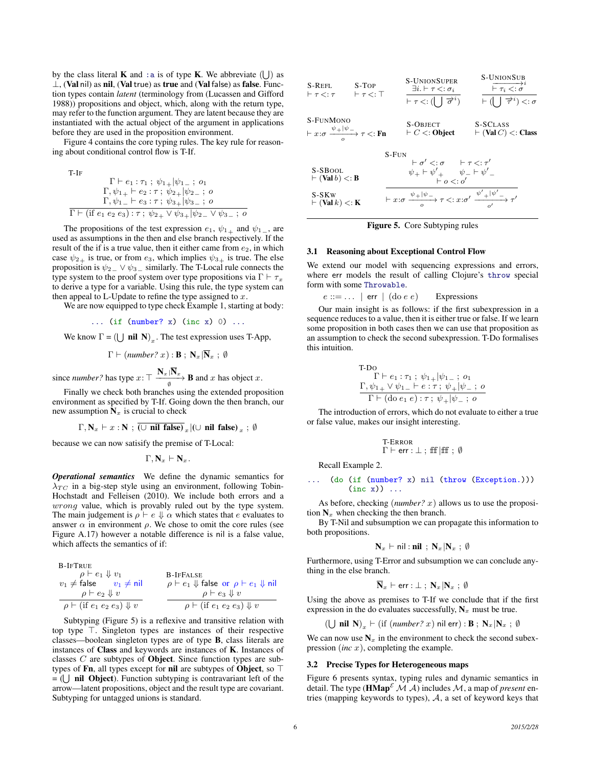by the class literal **K** and `:a` is of type **K**. We abbreviate $(\bigcup)$ as $\bot$, (**Val** nil) as **nil**, (**Val** true) as **true** and (**Val** false) as **false**. Function types contain *latent* (terminology from (Lucassen and Gifford 1988)) propositions and object, which, along with the return type, may refer to the function argument. They are latent because they are instantiated with the actual object of the argument in applications before they are used in the proposition environment.

Figure 4 contains the core typing rules. The key rule for reasoning about conditional control flow is T-If.

$$\textsc{T-If}\quad \frac{\begin{array}{c}\Gamma \vdash e_1 : \tau_1 \;;\; \psi_{1+}|\psi_{1-} \;;\; o_1 \\ \Gamma, \psi_{1+} \vdash e_2 : \tau \;;\; \psi_{2+}|\psi_{2-} \;;\; o \\ \Gamma, \psi_{1-} \vdash e_3 : \tau \;;\; \psi_{3+}|\psi_{3-} \;;\; o\end{array}}{\Gamma \vdash (\text{if } e_1\ e_2\ e_3) : \tau \;;\; \psi_{2+} \vee \psi_{3+}|\psi_{2-} \vee \psi_{3-} \;;\; o}$$

The propositions of the test expression $e_1$, $\psi_{1+}$ and $\psi_{1-}$, are used as assumptions in the then and else branch respectively. If the result of the if is a true value, then it either came from $e_2$, in which case $\psi_{2+}$ is true, or from $e_3$, which implies $\psi_{3+}$ is true. The else proposition is $\psi_{2-} \vee \psi_{3-}$ similarly. The T-Local rule connects the type system to the proof system over type propositions via $\Gamma \vdash \tau_x$ to derive a type for a variable. Using this rule, the type system can then appeal to L-Update to refine the type assigned to $x$.

We are now equipped to type check Example 1, starting at body:

```
... (if (number? x) (inc x) 0) ...
```

We know $\Gamma = (\bigcup \textbf{ nil } \textbf{N})_x$. The test expression uses T-App,

$$\Gamma \vdash (\textit{number?}\ x) : \textbf{B} \;;\; \textbf{N}_x|\overline{\textbf{N}}_x \;;\; \emptyset$$

since *number?* has type $x{:}\top \xrightarrow[\emptyset]{\textbf{N}_x|\overline{\textbf{N}}_x} \textbf{B}$ and $x$ has object $x$.

Finally we check both branches using the extended proposition environment as specified by T-If. Going down the then branch, our new assumption $\textbf{N}_x$ is crucial to check

$$\Gamma, \textbf{N}_x \vdash x : \textbf{N} \;;\; \overline{(\cup \textbf{ nil false})}_x|(\cup \textbf{ nil false})_x \;;\; \emptyset$$

because we can now satisify the premise of T-Local:

$$\Gamma, \textbf{N}_x \vdash \textbf{N}_x.$$

***Operational semantics*** We define the dynamic semantics for $\lambda_{TC}$ in a big-step style using an environment, following Tobin-Hochstadt and Felleisen (2010). We include both errors and a *wrong* value, which is provably ruled out by the type system. The main judgement is $\rho \vdash e \Downarrow \alpha$ which states that $e$ evaluates to answer $\alpha$ in environment $\rho$. We chose to omit the core rules (see Figure A.17) however a notable difference is nil is a false value, which affects the semantics of if:

$$\textsc{B-IfTrue}\quad \frac{\begin{array}{c}\rho \vdash e_1 \Downarrow v_1 \\ v_1 \neq \mathsf{false} \quad v_1 \neq \mathsf{nil} \\ \rho \vdash e_2 \Downarrow v\end{array}}{\rho \vdash (\text{if } e_1\ e_2\ e_3) \Downarrow v} \qquad \textsc{B-IfFalse}\quad \frac{\begin{array}{c}\rho \vdash e_1 \Downarrow \mathsf{false} \text{ or } \rho \vdash e_1 \Downarrow \mathsf{nil} \\ \rho \vdash e_3 \Downarrow v\end{array}}{\rho \vdash (\text{if } e_1\ e_2\ e_3) \Downarrow v}$$

Subtyping (Figure 5) is a reflexive and transitive relation with top type $\top$. Singleton types are instances of their respective classes—boolean singleton types are of type **B**, class literals are instances of **Class** and keywords are instances of **K**. Instances of classes $C$ are subtypes of **Object**. Since function types are subtypes of **Fn**, all types except for **nil** are subtypes of **Object**, so $\top = (\bigcup \textbf{ nil Object})$. Function subtyping is contravariant left of the arrow—latent propositions, object and the result type are covariant. Subtyping for untagged unions is standard.

$$\textsc{S-Refl}\quad \vdash \tau <: \tau \qquad \textsc{S-Top}\quad \vdash \tau <: \top \qquad \textsc{S-UnionSuper}\quad \frac{\exists i. \vdash \tau <: \sigma_i}{\vdash \tau <: (\bigcup\ \overrightarrow{\sigma}^i)} \qquad \textsc{S-UnionSub}\quad \frac{\overrightarrow{\vdash \tau_i <: \sigma}^i}{\vdash (\bigcup\ \overrightarrow{\tau}^i) <: \sigma}$$

$$\textsc{S-FunMono}\quad \vdash x{:}\sigma \xrightarrow[o]{\psi_+|\psi_-} \tau <: \textbf{Fn} \qquad \textsc{S-Object}\quad \vdash C <: \textbf{Object} \qquad \textsc{S-SClass}\quad \vdash (\textbf{Val}\ C) <: \textbf{Class}$$

$$\textsc{S-SBool}\quad \vdash (\textbf{Val}\ b) <: \textbf{B} \qquad \textsc{S-SKw}\quad \vdash (\textbf{Val}\ k) <: \textbf{K}$$

$$\textsc{S-Fun}\quad \frac{\begin{array}{c}\vdash \sigma' <: \sigma \qquad \vdash \tau <: \tau' \\ \psi_+ \vdash \psi'_+ \qquad \psi_- \vdash \psi'_- \\ \vdash o <: o'\end{array}}{\vdash x{:}\sigma \xrightarrow[o]{\psi_+|\psi_-} \tau <: x{:}\sigma' \xrightarrow[o']{\psi'_+|\psi'_-} \tau'}$$

**Figure 5.** Core Subtyping rules

### 3.1 Reasoning about Exceptional Control Flow

We extend our model with sequencing expressions and errors, where `err` models the result of calling Clojure's `throw` special form with some `Throwable`.

$$e ::= \ldots \mid \mathsf{err} \mid (\mathsf{do}\ e\ e) \qquad \text{Expressions}$$

Our main insight is as follows: if the first subexpression in a sequence reduces to a value, then it is either true or false. If we learn some proposition in both cases then we can use that proposition as an assumption to check the second subexpression. T-Do formalises this intuition.

$$\textsc{T-Do}\quad \frac{\begin{array}{c}\Gamma \vdash e_1 : \tau_1 \;;\; \psi_{1+}|\psi_{1-} \;;\; o_1 \\ \Gamma, \psi_{1+} \vee \psi_{1-} \vdash e : \tau \;;\; \psi_+|\psi_- \;;\; o\end{array}}{\Gamma \vdash (\mathsf{do}\ e_1\ e) : \tau \;;\; \psi_+|\psi_- \;;\; o}$$

The introduction of errors, which do not evaluate to either a true or false value, makes our insight interesting.

$$\textsc{T-Error}\quad \Gamma \vdash \mathsf{err} : \bot \;;\; \mathit{ff}|\mathit{ff} \;;\; \emptyset$$

Recall Example 2.

```
... (do (if (number? x) nil (throw (Exception.)))
        (inc x)) ...
```

As before, checking $(\textit{number?}\ x)$ allows us to use the proposition $\textbf{N}_x$ when checking the then branch.

By T-Nil and subsumption we can propagate this information to both propositions.

$$\textbf{N}_x \vdash \mathsf{nil} : \textbf{nil} \;;\; \textbf{N}_x|\textbf{N}_x \;;\; \emptyset$$

Furthermore, using T-Error and subsumption we can conclude anything in the else branch.

$$\overline{\textbf{N}}_x \vdash \mathsf{err} : \bot \;;\; \textbf{N}_x|\textbf{N}_x \;;\; \emptyset$$

Using the above as premises to T-If we conclude that if the first expression in the do evaluates successfully, $\textbf{N}_x$ must be true.

$$(\bigcup \textbf{ nil } \textbf{N})_x \vdash (\text{if } (\textit{number?}\ x)\ \mathsf{nil}\ \mathsf{err}) : \textbf{B} \;;\; \textbf{N}_x|\textbf{N}_x \;;\; \emptyset$$

We can now use $\textbf{N}_x$ in the environment to check the second subexpression $(\textit{inc}\ x)$, completing the example.

### 3.2 Precise Types for Heterogeneous maps

Figure 6 presents syntax, typing rules and dynamic semantics in detail. The type $(\textbf{HMap}^{\mathcal{E}}\ \mathcal{M}\ \mathcal{A})$ includes $\mathcal{M}$, a map of *present* entries (mapping keywords to types), $\mathcal{A}$, a set of keyword keys that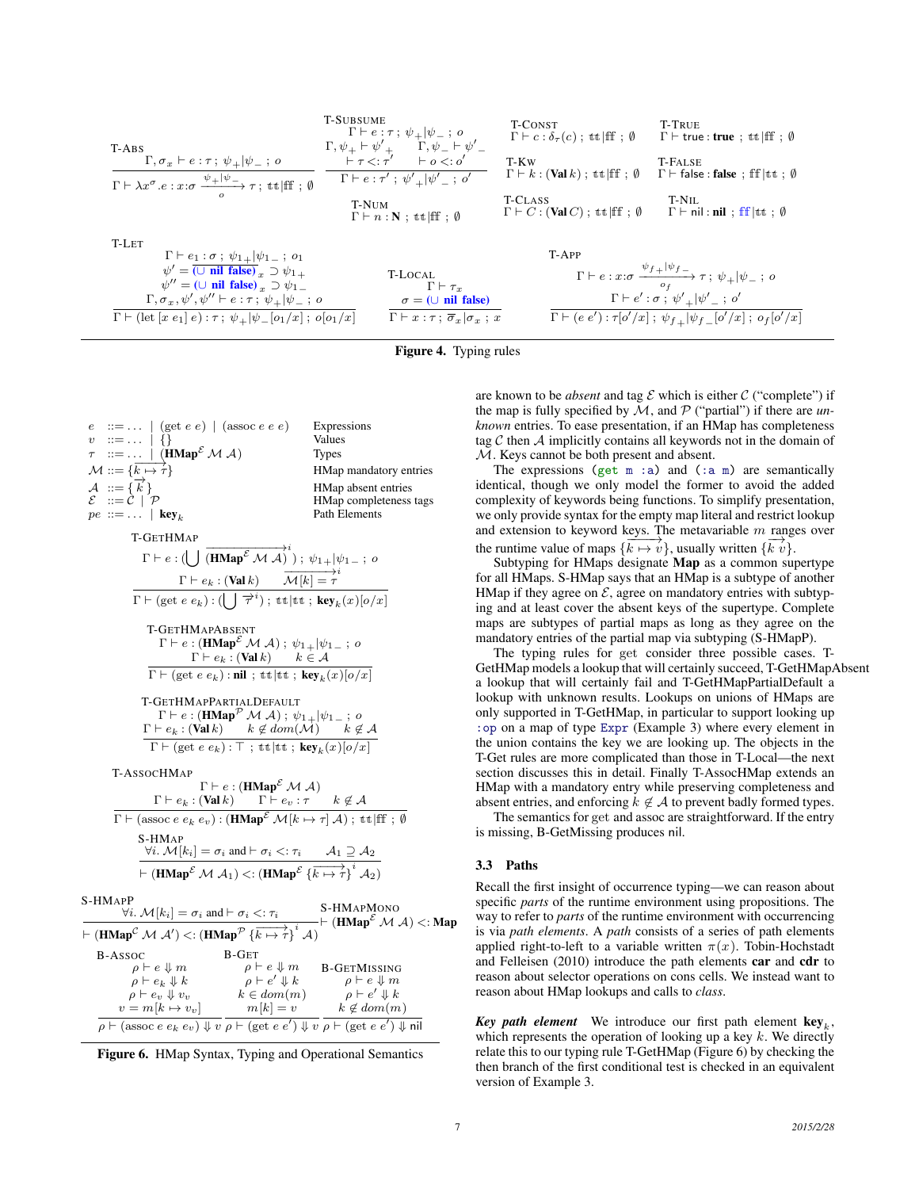$$\frac{\Gamma, \sigma_x \vdash e : \tau \; ; \; \psi_+ | \psi_- \; ; \; o}{\Gamma \vdash \lambda x^{\sigma}.e : x{:}\sigma \xrightarrow[o]{\psi_+|\psi_-} \tau \; ; \; tt | ff \; ; \; \emptyset} \text{ T-Abs}$$

$$\frac{\Gamma \vdash e : \tau \; ; \; \psi_+ | \psi_- \; ; \; o \quad \Gamma, \psi_+ \vdash \psi'_+ \quad \Gamma, \psi_- \vdash \psi'_- \quad \vdash \tau <: \tau' \quad \vdash o <: o'}{\Gamma \vdash e : \tau' \; ; \; \psi'_+ | \psi'_- \; ; \; o'} \text{ T-Subsume}$$

$$\text{T-Num} \quad \Gamma \vdash n : \mathbf{N} \; ; \; tt | ff \; ; \; \emptyset$$

$$\text{T-Const} \quad \Gamma \vdash c : \delta_\tau(c) \; ; \; tt | ff \; ; \; \emptyset \qquad \text{T-True} \quad \Gamma \vdash \mathsf{true} : \mathbf{true} \; ; \; tt | ff \; ; \; \emptyset$$

$$\text{T-Kw} \quad \Gamma \vdash k : (\mathbf{Val}\, k) \; ; \; tt | ff \; ; \; \emptyset \qquad \text{T-False} \quad \Gamma \vdash \mathsf{false} : \mathbf{false} \; ; \; ff | tt \; ; \; \emptyset$$

$$\text{T-Class} \quad \Gamma \vdash C : (\mathbf{Val}\, C) \; ; \; tt | ff \; ; \; \emptyset \qquad \text{T-Nil} \quad \Gamma \vdash \mathsf{nil} : \mathbf{nil} \; ; \; ff | tt \; ; \; \emptyset$$

$$\frac{\Gamma \vdash e_1 : \sigma \; ; \; \psi_{1+} | \psi_{1-} \; ; \; o_1 \quad \psi' = \overline{(\cup\ \mathbf{nil}\ \mathbf{false})}_x \supset \psi_{1+} \quad \psi'' = (\cup\ \mathbf{nil}\ \mathbf{false})_x \supset \psi_{1-} \quad \Gamma, \sigma_x, \psi', \psi'' \vdash e : \tau \; ; \; \psi_+ | \psi_- \; ; \; o}{\Gamma \vdash (\text{let } [x\ e_1]\ e) : \tau \; ; \; \psi_+ | \psi_-[o_1/x] \; ; \; o[o_1/x]} \text{ T-Let}$$

$$\frac{\Gamma \vdash \tau_x \quad \sigma = (\cup\ \mathbf{nil}\ \mathbf{false})}{\Gamma \vdash x : \tau \; ; \; \overline{\sigma}_x | \sigma_x \; ; \; x} \text{ T-Local}$$

$$\frac{\Gamma \vdash e : x{:}\sigma \xrightarrow[o_f]{\psi_{f+}|\psi_{f-}} \tau \; ; \; \psi_+ | \psi_- \; ; \; o \quad \Gamma \vdash e' : \sigma \; ; \; \psi'_+ | \psi'_- \; ; \; o'}{\Gamma \vdash (e\ e') : \tau[o'/x] \; ; \; \psi_{f+} | \psi_{f-}[o'/x] \; ; \; o_f[o'/x]} \text{ T-App}$$

**Figure 4.** Typing rules

| | | |
|---|---|---|
| $e$ | $::= \ldots \mid (\text{get } e\ e) \mid (\text{assoc } e\ e\ e)$ | Expressions |
| $v$ | $::= \ldots \mid \{\}$ | Values |
| $\tau$ | $::= \ldots \mid (\mathbf{HMap}^{\mathcal{E}}\ \mathcal{M}\ \mathcal{A})$ | Types |
| $\mathcal{M}$ | $::= \{\overrightarrow{k \mapsto \tau}\}$ | HMap mandatory entries |
| $\mathcal{A}$ | $::= \{\overrightarrow{k}\}$ | HMap absent entries |
| $\mathcal{E}$ | $::= \mathcal{C} \mid \mathcal{P}$ | HMap completeness tags |
| $pe$ | $::= \ldots \mid \mathbf{key}_k$ | Path Elements |

$$\frac{\Gamma \vdash e : (\bigcup \overrightarrow{(\mathbf{HMap}^{\mathcal{E}}\ \mathcal{M}\ \mathcal{A})}^i) \; ; \; \psi_{1+} | \psi_{1-} \; ; \; o \quad \Gamma \vdash e_k : (\mathbf{Val}\, k) \quad \overrightarrow{\mathcal{M}[k] = \tau}^i}{\Gamma \vdash (\text{get } e\ e_k) : (\bigcup \overrightarrow{\tau}^i) \; ; \; tt | tt \; ; \; \mathbf{key}_k(x)[o/x]} \text{ T-GetHMap}$$

$$\frac{\Gamma \vdash e : (\mathbf{HMap}^{\mathcal{E}}\ \mathcal{M}\ \mathcal{A}) \; ; \; \psi_{1+} | \psi_{1-} \; ; \; o \quad \Gamma \vdash e_k : (\mathbf{Val}\, k) \quad k \in \mathcal{A}}{\Gamma \vdash (\text{get } e\ e_k) : \mathbf{nil} \; ; \; tt | tt \; ; \; \mathbf{key}_k(x)[o/x]} \text{ T-GetHMapAbsent}$$

$$\frac{\Gamma \vdash e : (\mathbf{HMap}^{\mathcal{P}}\ \mathcal{M}\ \mathcal{A}) \; ; \; \psi_{1+} | \psi_{1-} \; ; \; o \quad \Gamma \vdash e_k : (\mathbf{Val}\, k) \quad k \notin dom(\mathcal{M}) \quad k \notin \mathcal{A}}{\Gamma \vdash (\text{get } e\ e_k) : \top \; ; \; tt | tt \; ; \; \mathbf{key}_k(x)[o/x]} \text{ T-GetHMapPartialDefault}$$

$$\frac{\Gamma \vdash e : (\mathbf{HMap}^{\mathcal{E}}\ \mathcal{M}\ \mathcal{A}) \quad \Gamma \vdash e_k : (\mathbf{Val}\, k) \quad \Gamma \vdash e_v : \tau \quad k \notin \mathcal{A}}{\Gamma \vdash (\text{assoc } e\ e_k\ e_v) : (\mathbf{HMap}^{\mathcal{E}}\ \mathcal{M}[k \mapsto \tau]\ \mathcal{A}) \; ; \; tt | ff \; ; \; \emptyset} \text{ T-AssocHMap}$$

$$\frac{\forall i.\ \mathcal{M}[k_i] = \sigma_i \text{ and } \vdash \sigma_i <: \tau_i \quad \mathcal{A}_1 \supseteq \mathcal{A}_2}{\vdash (\mathbf{HMap}^{\mathcal{E}}\ \mathcal{M}\ \mathcal{A}_1) <: (\mathbf{HMap}^{\mathcal{E}}\ \{\overrightarrow{k \mapsto \tau}\}^i\ \mathcal{A}_2)} \text{ S-HMap}$$

$$\frac{\forall i.\ \mathcal{M}[k_i] = \sigma_i \text{ and } \vdash \sigma_i <: \tau_i}{\vdash (\mathbf{HMap}^{\mathcal{C}}\ \mathcal{M}\ \mathcal{A}') <: (\mathbf{HMap}^{\mathcal{P}}\ \{\overrightarrow{k \mapsto \tau}\}^i\ \mathcal{A})} \text{ S-HMapP} \qquad \text{S-HMapMono} \quad \vdash (\mathbf{HMap}^{\mathcal{E}}\ \mathcal{M}\ \mathcal{A}) <: \mathbf{Map}$$

$$\frac{\rho \vdash e \Downarrow m \quad \rho \vdash e_k \Downarrow k \quad \rho \vdash e_v \Downarrow v_v \quad v = m[k \mapsto v_v]}{\rho \vdash (\text{assoc } e\ e_k\ e_v) \Downarrow v} \text{ B-Assoc}$$

$$\frac{\rho \vdash e \Downarrow m \quad \rho \vdash e' \Downarrow k \quad k \in dom(m) \quad m[k] = v}{\rho \vdash (\text{get } e\ e') \Downarrow v} \text{ B-Get}$$

$$\frac{\rho \vdash e \Downarrow m \quad \rho \vdash e' \Downarrow k \quad k \notin dom(m)}{\rho \vdash (\text{get } e\ e') \Downarrow \mathsf{nil}} \text{ B-GetMissing}$$

**Figure 6.** HMap Syntax, Typing and Operational Semantics

are known to be *absent* and tag $\mathcal{E}$ which is either $\mathcal{C}$ ("complete") if the map is fully specified by $\mathcal{M}$, and $\mathcal{P}$ ("partial") if there are *unknown* entries. To ease presentation, if an HMap has completeness tag $\mathcal{C}$ then $\mathcal{A}$ implicitly contains all keywords not in the domain of $\mathcal{M}$. Keys cannot be both present and absent.

The expressions `(get m :a)` and `(:a m)` are semantically identical, though we only model the former to avoid the added complexity of keywords being functions. To simplify presentation, we only provide syntax for the empty map literal and restrict lookup and extension to keyword keys. The metavariable $m$ ranges over the runtime value of maps $\{\overrightarrow{k \mapsto v}\}$, usually written $\{\overrightarrow{k\ v}\}$.

Subtyping for HMaps designate **Map** as a common supertype for all HMaps. S-HMap says that an HMap is a subtype of another HMap if they agree on $\mathcal{E}$, agree on mandatory entries with subtyping and at least cover the absent keys of the supertype. Complete maps are subtypes of partial maps as long as they agree on the mandatory entries of the partial map via subtyping (S-HMapP).

The typing rules for get consider three possible cases. T-GetHMap models a lookup that will certainly succeed, T-GetHMapAbsent a lookup that will certainly fail and T-GetHMapPartialDefault a lookup with unknown results. Lookups on unions of HMaps are only supported in T-GetHMap, in particular to support looking up `:op` on a map of type `Expr` (Example 3) where every element in the union contains the key we are looking up. The objects in the T-Get rules are more complicated than those in T-Local—the next section discusses this in detail. Finally T-AssocHMap extends an HMap with a mandatory entry while preserving completeness and absent entries, and enforcing $k \notin \mathcal{A}$ to prevent badly formed types.

The semantics for get and assoc are straightforward. If the entry is missing, B-GetMissing produces nil.

### 3.3 Paths

Recall the first insight of occurrence typing—we can reason about specific *parts* of the runtime environment using propositions. The way to refer to *parts* of the runtime environment with occurrence typing is via *path elements*. A *path* consists of a series of path elements applied right-to-left to a variable written $\pi(x)$. Tobin-Hochstadt and Felleisen (2010) introduce the path elements **car** and **cdr** to reason about selector operations on cons cells. We instead want to reason about HMap lookups and calls to *class*.

***Key path element*** We introduce our first path element $\mathbf{key}_k$, which represents the operation of looking up a key $k$. We directly relate this to our typing rule T-GetHMap (Figure 6) by checking the then branch of the first conditional test is checked in an equivalent version of Example 3.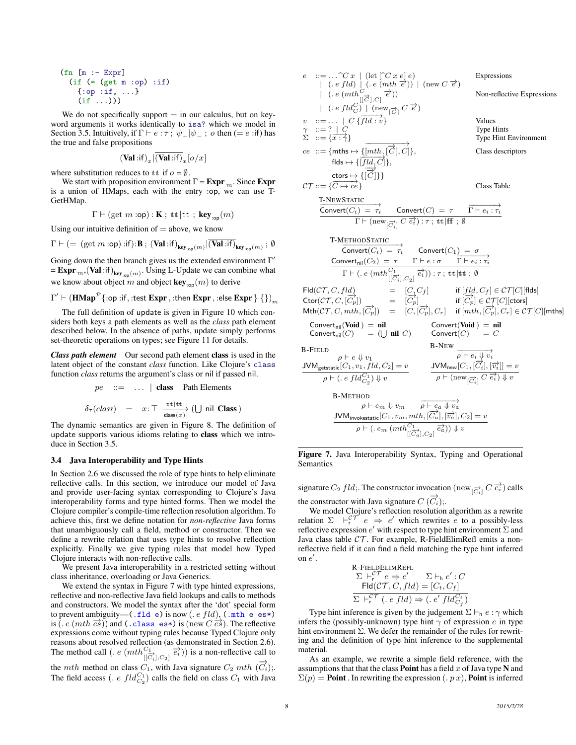```
(fn [m :- Expr]
  (if (= (get m :op) :if)
    {:op :if, ...}
    (if ...)))
```

We do not specifically support = in our calculus, but on keyword arguments it works identically to `isa?` which we model in Section 3.5. Intuitively, if $\Gamma \vdash e : \tau\ ;\ \psi_+|\psi_-\ ;\ o$ then $(= e\ \text{:if})$ has the true and false propositions

$$(\mathbf{Val}\ \text{:if})_x | \overline{(\mathbf{Val}\ \text{:if})}_x [o/x]$$

where substitution reduces to $\mathtt{tt}$ if $o = \emptyset$.

We start with proposition environment $\Gamma = \mathbf{Expr}_m$. Since **Expr** is a union of HMaps, each with the entry :op, we can use T-GetHMap.

$$\Gamma \vdash (\text{get } m\ \text{:op}) : \mathbf{K}\ ;\ \mathtt{tt}|\mathtt{tt}\ ;\ \mathbf{key}_{\text{:op}}(m)$$

Using our intuitive definition of = above, we know

$$\Gamma \vdash (= (\text{get } m\ \text{:op})\ \text{:if}) : \mathbf{B}\ ;\ (\mathbf{Val}\ \text{:if})_{\mathbf{key}_{\text{:op}}(m)} | \overline{(\mathbf{Val}\ \text{:if})}_{\mathbf{key}_{\text{:op}}(m)}\ ;\ \emptyset$$

Going down the then branch gives us the extended environment $\Gamma' = \mathbf{Expr}_m, (\mathbf{Val}\ \text{:if})_{\mathbf{key}_{\text{:op}}(m)}$. Using L-Update we can combine what we know about object $m$ and object $\mathbf{key}_{\text{:op}}(m)$ to derive

$$\Gamma' \vdash (\mathbf{HMap}^{\mathcal{P}}\{\text{:op :if}, \text{:test } \mathbf{Expr}, \text{:then } \mathbf{Expr}, \text{:else } \mathbf{Expr}\}\ \{\})_m$$

The full definition of update is given in Figure 10 which considers both keys a path elements as well as the *class* path element described below. In the absence of paths, update simply performs set-theoretic operations on types; see Figure 11 for details.

***Class path element*** Our second path element **class** is used in the latent object of the constant *class* function. Like Clojure's `class` function *class* returns the argument's class or nil if passed nil.

$$pe \quad ::= \quad \ldots\ |\ \mathbf{class} \quad \text{Path Elements}$$

$$\delta_\tau(\mathit{class}) \quad = \quad x{:}\top \xrightarrow[\mathbf{class}(x)]{\mathtt{tt}|\mathtt{tt}} (\bigcup \text{ nil } \mathbf{Class})$$

The dynamic semantics are given in Figure 8. The definition of update supports various idioms relating to **class** which we introduce in Section 3.5.

### 3.4 Java Interoperability and Type Hints

In Section 2.6 we discussed the role of type hints to help eliminate reflective calls. In this section, we introduce our model of Java and provide user-facing syntax corresponding to Clojure's Java interoperability forms and type hinted forms. Then we model the Clojure compiler's compile-time reflection resolution algorithm. To achieve this, first we define notation for *non-reflective* Java forms that unambiguously call a field, method or constructor. Then we define a rewrite relation that uses type hints to resolve reflection explicitly. Finally we give typing rules that model how Typed Clojure interacts with non-reflective calls.

We present Java interoperability in a restricted setting without class inheritance, overloading or Java Generics.

We extend the syntax in Figure 7 with type hinted expressions, reflective and non-reflective Java field lookups and calls to methods and constructors. We model the syntax after the 'dot' special form to prevent ambiguity—`(.fld e)` is now $(.\ e\ \mathit{fld})$, `(.mth e es*)` is $(.\ e\ (\mathit{mth}\ \overrightarrow{es}))$ and `(.class es*)` is $(\text{new } C\ \overrightarrow{es})$. The reflective expressions come without typing rules because Typed Clojure only reasons about resolved reflection (as demonstrated in Section 2.6). The method call $(.\ e\ (\mathit{mth}^{C_1}_{[[\overrightarrow{C_i}],C_2]}\ \overrightarrow{e_i}))$ is a non-reflective call to the $\mathit{mth}$ method on class $C_1$, with Java signature $C_2\ \mathit{mth}\ (\overrightarrow{C_i})$;. The field access $(.\ e\ \mathit{fld}^{C_1}_{C_2})$ calls the field on class $C_1$ with Java signature $C_2\ \mathit{fld}$;. The constructor invocation $(\text{new}_{[\overrightarrow{C_i}]}\ C\ \overrightarrow{e_i})$ calls the constructor with Java signature $C\ (\overrightarrow{C_i})$;.

We model Clojure's reflection resolution algorithm as a rewrite relation $\Sigma\ \vdash^{\mathcal{CT}}_{\mathsf{r}}\ e \Rightarrow e'$ which rewrites $e$ to a possibly-less reflective expression $e'$ with respect to type hint environment $\Sigma$ and Java class table $\mathcal{CT}$. For example, R-FieldElimRefl emits a non-reflective field if it can find a field matching the type hint inferred on $e'$.

$$\textsc{R-FieldElimRefl}\quad \frac{\Sigma \vdash^{\mathcal{CT}}_{\mathsf{r}} e \Rightarrow e' \qquad \Sigma \vdash_{\mathsf{h}} e' : C \qquad \mathsf{Fld}(\mathcal{CT}, C, \mathit{fld}) = [C_t, C_f]}{\Sigma \vdash^{\mathcal{CT}}_{\mathsf{r}} (.\ e\ \mathit{fld}) \Rightarrow (.\ e'\ \mathit{fld}^{C_t}_{C_f})}$$

Type hint inference is given by the judgement $\Sigma \vdash_{\mathsf{h}} e : \gamma$ which infers the (possibly-unknown) type hint $\gamma$ of expression $e$ in type hint environment $\Sigma$. We defer the remainder of the rules for rewriting and the definition of type hint inference to the supplemental material.

As an example, we rewrite a simple field reference, with the assumptions that that the class **Point** has a field $x$ of Java type **N** and $\Sigma(p) = \mathbf{Point}$. In rewriting the expression $(.\ p\ x)$, **Point** is inferred

$$
\begin{array}{llll}
e & ::= \ldots\ \hat{}C\ x\ |\ (\text{let}\ [\hat{}C\ x\ e]\ e) & & \text{Expressions} \\
 & |\ (.\ e\ \mathit{fld})\ |\ (.\ e\ (\mathit{mth}\ \overrightarrow{e}))\ |\ (\text{new } C\ \overrightarrow{e}) & & \\
 & |\ (.\ e\ (\mathit{mth}^{C}_{[[\overrightarrow{C}],C]}\ \overrightarrow{e})) & & \text{Non-reflective Expressions} \\
 & |\ (.\ e\ \mathit{fld}^{C}_{C})\ |\ (\text{new}_{[\overrightarrow{C}]}\ C\ \overrightarrow{e}) & & \\
v & ::= \ldots\ |\ C\ \{\overrightarrow{\mathit{fld} : v}\} & & \text{Values} \\
\gamma & ::= ?\ |\ C & & \text{Type Hints} \\
\Sigma & ::= \{\overrightarrow{x : \gamma}\} & & \text{Type Hint Environment} \\
ce & ::= \{\mathsf{mths} \mapsto \{\overrightarrow{[\mathit{mth}, [\overrightarrow{C}], C]}\}, & & \text{Class descriptors} \\
 & \quad \mathsf{flds} \mapsto \{\overrightarrow{[\mathit{fld}, C]}\}, & & \\
 & \quad \mathsf{ctors} \mapsto \{\overrightarrow{[\overrightarrow{C}]}\}\} & & \\
\mathcal{CT} & ::= \{\overrightarrow{C \mapsto ce}\} & & \text{Class Table}
\end{array}
$$

$$\textsc{T-NewStatic}\quad \frac{\overrightarrow{\mathsf{Convert}(C_i) = \tau_i} \qquad \mathsf{Convert}(C) = \tau \qquad \overrightarrow{\Gamma \vdash e_i : \tau_i}}{\Gamma \vdash (\text{new}_{[\overrightarrow{C_i}]}\ C\ \overrightarrow{e_i}) : \tau\ ;\ \mathtt{tt}|\mathtt{ff}\ ;\ \emptyset}$$

$$\textsc{T-MethodStatic}\quad \frac{\overrightarrow{\mathsf{Convert}(C_i) = \tau_i} \qquad \mathsf{Convert}(C_1) = \sigma \qquad \mathsf{Convert}_{\mathsf{nil}}(C_2) = \tau \qquad \Gamma \vdash e : \sigma \qquad \overrightarrow{\Gamma \vdash e_i : \tau_i}}{\Gamma \vdash (.\ e\ (\mathit{mth}^{C_1}_{[[\overrightarrow{C_i}],C_2]}\ \overrightarrow{e_i})) : \tau\ ;\ \mathtt{tt}|\mathtt{tt}\ ;\ \emptyset}$$

$$
\begin{array}{llll}
\mathsf{Fld}(\mathcal{CT}, C, \mathit{fld}) & = & [C, C_f] & \text{if } [\mathit{fld}, C_f] \in \mathcal{CT}[C][\mathsf{flds}] \\
\mathsf{Ctor}(\mathcal{CT}, C, [\overrightarrow{C_p}]) & = & [\overrightarrow{C_p}] & \text{if } [\overrightarrow{C_p}] \in \mathcal{CT}[C][\mathsf{ctors}] \\
\mathsf{Mth}(\mathcal{CT}, C, \mathit{mth}, [\overrightarrow{C_p}]) & = & [C, [\overrightarrow{C_p}], C_r] & \text{if } [\mathit{mth}, [\overrightarrow{C_p}], C_r] \in \mathcal{CT}[C][\mathsf{mths}]
\end{array}
$$

$$
\begin{array}{llll}
\mathsf{Convert}_{\mathsf{nil}}(\mathbf{Void}) = \mathbf{nil} & & \mathsf{Convert}(\mathbf{Void}) = \mathbf{nil} & \\
\mathsf{Convert}_{\mathsf{nil}}(C) = (\bigcup\ \mathbf{nil}\ C) & & \mathsf{Convert}(C) = C &
\end{array}
$$

$$\textsc{B-Field}\quad \frac{\rho \vdash e \Downarrow v_1 \qquad \mathsf{JVM}_{\mathsf{getstatic}}[C_1, v_1, \mathit{fld}, C_2] = v}{\rho \vdash (.\ e\ \mathit{fld}^{C_1}_{C_2}) \Downarrow v}$$

$$\textsc{B-New}\quad \frac{\overrightarrow{\rho \vdash e_i \Downarrow v_i} \qquad \mathsf{JVM}_{\mathsf{new}}[C_1, [\overrightarrow{C_i}], [\overrightarrow{v_i}]] = v}{\rho \vdash (\text{new}_{[\overrightarrow{C_i}]}\ C\ \overrightarrow{e_i}) \Downarrow v}$$

$$\textsc{B-Method}\quad \frac{\rho \vdash e_m \Downarrow v_m \qquad \overrightarrow{\rho \vdash e_a \Downarrow v_a} \qquad \mathsf{JVM}_{\mathsf{invokestatic}}[C_1, v_m, \mathit{mth}, [\overrightarrow{C_a}], [\overrightarrow{v_a}], C_2] = v}{\rho \vdash (.\ e_m\ (\mathit{mth}^{C_1}_{[[\overrightarrow{C_a}],C_2]}\ \overrightarrow{e_a})) \Downarrow v}$$

**Figure 7.** Java Interoperability Syntax, Typing and Operational Semantics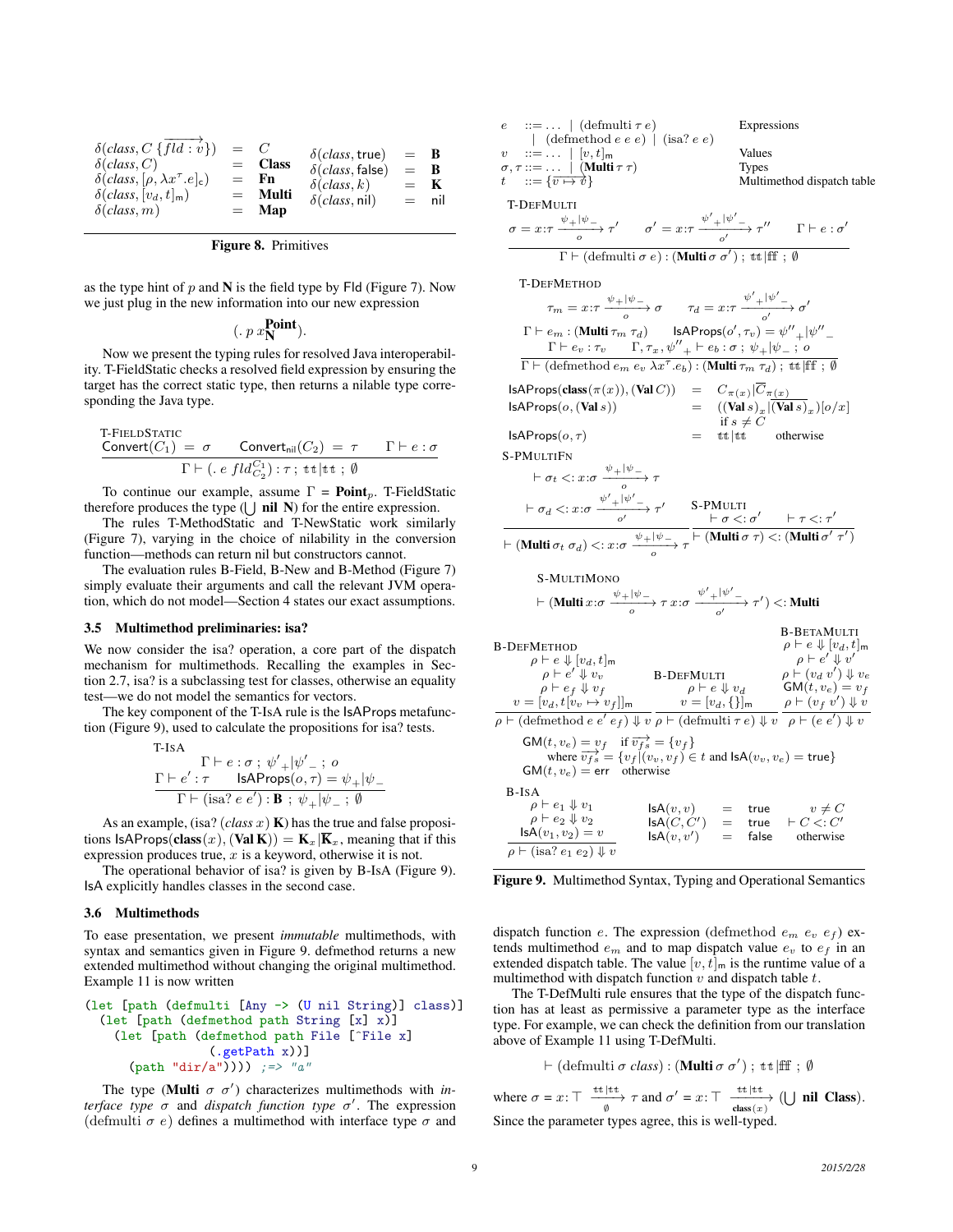$$
\begin{array}{lcl}
\delta(class, C\,\{\overrightarrow{fld : v}\}) & = & C \\
\delta(class, C) & = & \mathbf{Class} \\
\delta(class, [\rho, \lambda x^{\tau}.e]_{\mathsf{c}}) & = & \mathbf{Fn} \\
\delta(class, [v_d, t]_{\mathsf{m}}) & = & \mathbf{Multi} \\
\delta(class, m) & = & \mathbf{Map}
\end{array}
\qquad
\begin{array}{lcl}
\delta(class, \mathsf{true}) & = & \mathbf{B} \\
\delta(class, \mathsf{false}) & = & \mathbf{B} \\
\delta(class, k) & = & \mathbf{K} \\
\delta(class, \mathsf{nil}) & = & \mathsf{nil}
\end{array}
$$

**Figure 8.** Primitives

as the type hint of $p$ and $\mathbf{N}$ is the field type by Fld (Figure 7). Now we just plug in the new information into our new expression

$$(.\ p\ x^{\mathbf{Point}}_{\mathbf{N}}).$$

Now we present the typing rules for resolved Java interoperability. T-FieldStatic checks a resolved field expression by ensuring the target has the correct static type, then returns a nilable type corresponding the Java type.

$$
\textsc{T-FieldStatic}\quad
\frac{\mathsf{Convert}(C_1) = \sigma \qquad \mathsf{Convert}_{\mathsf{nil}}(C_2) = \tau \qquad \Gamma \vdash e : \sigma}{\Gamma \vdash (.\ e\ fld^{C_1}_{C_2}) : \tau\ ;\ \mathtt{tt}|\mathtt{tt}\ ;\ \emptyset}
$$

To continue our example, assume $\Gamma = \mathbf{Point}_p$. T-FieldStatic therefore produces the type $(\bigcup\ \mathbf{nil}\ \mathbf{N})$ for the entire expression.

The rules T-MethodStatic and T-NewStatic work similarly (Figure 7), varying in the choice of nilability in the conversion function—methods can return nil but constructors cannot.

The evaluation rules B-Field, B-New and B-Method (Figure 7) simply evaluate their arguments and call the relevant JVM operation, which do not model—Section 4 states our exact assumptions.

### 3.5 Multimethod preliminaries: isa?

We now consider the isa? operation, a core part of the dispatch mechanism for multimethods. Recalling the examples in Section 2.7, isa? is a subclassing test for classes, otherwise an equality test—we do not model the semantics for vectors.

The key component of the T-IsA rule is the IsAProps metafunction (Figure 9), used to calculate the propositions for isa? tests.

$$
\textsc{T-IsA}\quad
\frac{\begin{array}{c}\Gamma \vdash e : \sigma\ ;\ \psi'_+|\psi'_-\ ;\ o \\ \Gamma \vdash e' : \tau \qquad \mathsf{IsAProps}(o, \tau) = \psi_+|\psi_-\end{array}}{\Gamma \vdash (\text{isa? } e\ e') : \mathbf{B}\ ;\ \psi_+|\psi_-\ ;\ \emptyset}
$$

As an example, (isa? $(class\ x)$ $\mathbf{K}$) has the true and false propositions $\mathsf{IsAProps}(\mathbf{class}(x), (\mathbf{Val}\,\mathbf{K})) = \mathbf{K}_x|\overline{\mathbf{K}}_x$, meaning that if this expression produces true, $x$ is a keyword, otherwise it is not.

The operational behavior of isa? is given by B-IsA (Figure 9). IsA explicitly handles classes in the second case.

### 3.6 Multimethods

To ease presentation, we present *immutable* multimethods, with syntax and semantics given in Figure 9. defmethod returns a new extended multimethod without changing the original multimethod. Example 11 is now written

```
(let [path (defmulti [Any -> (U nil String)] class)]
  (let [path (defmethod path String [x] x)]
    (let [path (defmethod path File [^File x]
                 (.getPath x))]
      (path "dir/a")))) ;=> "a"
```

The type $(\mathbf{Multi}\ \sigma\ \sigma')$ characterizes multimethods with *interface type* $\sigma$ and *dispatch function type* $\sigma'$. The expression $(\text{defmulti}\ \sigma\ e)$ defines a multimethod with interface type $\sigma$ and dispatch function $e$. The expression $(\text{defmethod}\ e_m\ e_v\ e_f)$ extends multimethod $e_m$ and to map dispatch value $e_v$ to $e_f$ in an extended dispatch table. The value $[v, t]_{\mathsf{m}}$ is the runtime value of a multimethod with dispatch function $v$ and dispatch table $t$.

The T-DefMulti rule ensures that the type of the dispatch function has at least as permissive a parameter type as the interface type. For example, we can check the definition from our translation above of Example 11 using T-DefMulti.

$$\vdash (\text{defmulti}\ \sigma\ class) : (\mathbf{Multi}\ \sigma\ \sigma')\ ;\ \mathtt{tt}|\mathtt{ff}\ ;\ \emptyset$$

where $\sigma = x{:}\top \xrightarrow[\emptyset]{\mathtt{tt}|\mathtt{tt}} \tau$ and $\sigma' = x{:}\top \xrightarrow[\mathbf{class}(x)]{\mathtt{tt}|\mathtt{tt}} (\bigcup\ \mathbf{nil}\ \mathbf{Class})$. Since the parameter types agree, this is well-typed.

$$
\begin{array}{llll}
e & ::= \ldots \mid (\text{defmulti}\ \tau\ e) \mid (\text{defmethod}\ e\ e\ e) \mid (\text{isa?}\ e\ e) & & \text{Expressions} \\
v & ::= \ldots \mid [v, t]_{\mathsf{m}} & & \text{Values} \\
\sigma, \tau & ::= \ldots \mid (\mathbf{Multi}\ \tau\ \tau) & & \text{Types} \\
t & ::= \{\overrightarrow{v \mapsto v}\} & & \text{Multimethod dispatch table}
\end{array}
$$

$$
\textsc{T-DefMulti}\quad
\frac{\sigma = x{:}\tau \xrightarrow[o]{\psi_+|\psi_-} \tau' \qquad \sigma' = x{:}\tau \xrightarrow[o']{\psi'_+|\psi'_-} \tau'' \qquad \Gamma \vdash e : \sigma'}{\Gamma \vdash (\text{defmulti}\ \sigma\ e) : (\mathbf{Multi}\ \sigma\ \sigma')\ ;\ \mathtt{tt}|\mathtt{ff}\ ;\ \emptyset}
$$

$$
\textsc{T-DefMethod}\quad
\frac{\begin{array}{c}\tau_m = x{:}\tau \xrightarrow[o]{\psi_+|\psi_-} \sigma \qquad \tau_d = x{:}\tau \xrightarrow[o']{\psi'_+|\psi'_-} \sigma' \\
\Gamma \vdash e_m : (\mathbf{Multi}\ \tau_m\ \tau_d) \qquad \mathsf{IsAProps}(o', \tau_v) = \psi''_+|\psi''_- \\
\Gamma \vdash e_v : \tau_v \qquad \Gamma, \tau_x, \psi''_+ \vdash e_b : \sigma\ ;\ \psi_+|\psi_-\ ;\ o\end{array}}{\Gamma \vdash (\text{defmethod}\ e_m\ e_v\ \lambda x^{\tau}.e_b) : (\mathbf{Multi}\ \tau_m\ \tau_d)\ ;\ \mathtt{tt}|\mathtt{ff}\ ;\ \emptyset}
$$

$$
\begin{array}{lcll}
\mathsf{IsAProps}(\mathbf{class}(\pi(x)), (\mathbf{Val}\ C)) & = & C_{\pi(x)}|\overline{C}_{\pi(x)} & \\
\mathsf{IsAProps}(o, (\mathbf{Val}\ s)) & = & ((\mathbf{Val}\ s)_x|\overline{(\mathbf{Val}\ s)}_x)[o/x] & \text{if } s \neq C \\
\mathsf{IsAProps}(o, \tau) & = & \mathtt{tt}|\mathtt{tt} & \text{otherwise}
\end{array}
$$

$$
\textsc{S-PMultiFn}\quad
\frac{\vdash \sigma_t <: x{:}\sigma \xrightarrow[o]{\psi_+|\psi_-} \tau \qquad \vdash \sigma_d <: x{:}\sigma \xrightarrow[o']{\psi'_+|\psi'_-} \tau'}{\vdash (\mathbf{Multi}\ \sigma_t\ \sigma_d) <: x{:}\sigma \xrightarrow[o]{\psi_+|\psi_-} \tau}
\qquad
\textsc{S-PMulti}\quad
\frac{\vdash \sigma <: \sigma' \qquad \vdash \tau <: \tau'}{\vdash (\mathbf{Multi}\ \sigma\ \tau) <: (\mathbf{Multi}\ \sigma'\ \tau')}
$$

$$
\textsc{S-MultiMono}\quad
\vdash (\mathbf{Multi}\ x{:}\sigma \xrightarrow[o]{\psi_+|\psi_-} \tau\ x{:}\sigma \xrightarrow[o']{\psi'_+|\psi'_-} \tau') <: \mathbf{Multi}
$$

$$
\textsc{B-DefMethod}\quad
\frac{\begin{array}{c}\rho \vdash e \Downarrow [v_d, t]_{\mathsf{m}} \\ \rho \vdash e' \Downarrow v_v \\ \rho \vdash e_f \Downarrow v_f \\ v = [v_d, t[v_v \mapsto v_f]]_{\mathsf{m}}\end{array}}{\rho \vdash (\text{defmethod}\ e\ e'\ e_f) \Downarrow v}
\qquad
\textsc{B-DefMulti}\quad
\frac{\begin{array}{c}\rho \vdash e \Downarrow v_d \\ v = [v_d, \{\}]_{\mathsf{m}}\end{array}}{\rho \vdash (\text{defmulti}\ \tau\ e) \Downarrow v}
\qquad
\textsc{B-BetaMulti}\quad
\frac{\begin{array}{c}\rho \vdash e \Downarrow [v_d, t]_{\mathsf{m}} \\ \rho \vdash e' \Downarrow v' \\ \rho \vdash (v_d\ v') \Downarrow v_e \\ \mathsf{GM}(t, v_e) = v_f \\ \rho \vdash (v_f\ v') \Downarrow v\end{array}}{\rho \vdash (e\ e') \Downarrow v}
$$

$$
\begin{array}{ll}
\mathsf{GM}(t, v_e) = v_f & \text{if } \overrightarrow{v_{fs}} = \{v_f\} \\
& \text{where } \overrightarrow{v_{fs}} = \{v_f | (v_v, v_f) \in t \text{ and } \mathsf{IsA}(v_v, v_e) = \mathsf{true}\} \\
\mathsf{GM}(t, v_e) = \mathsf{err} & \text{otherwise}
\end{array}
$$

$$
\textsc{B-IsA}\quad
\frac{\begin{array}{c}\rho \vdash e_1 \Downarrow v_1 \\ \rho \vdash e_2 \Downarrow v_2 \\ \mathsf{IsA}(v_1, v_2) = v\end{array}}{\rho \vdash (\text{isa? } e_1\ e_2) \Downarrow v}
\qquad
\begin{array}{lcll}
\mathsf{IsA}(v, v) & = & \mathsf{true} & v \neq C \\
\mathsf{IsA}(C, C') & = & \mathsf{true} & \vdash C <: C' \\
\mathsf{IsA}(v, v') & = & \mathsf{false} & \text{otherwise}
\end{array}
$$

**Figure 9.** Multimethod Syntax, Typing and Operational Semantics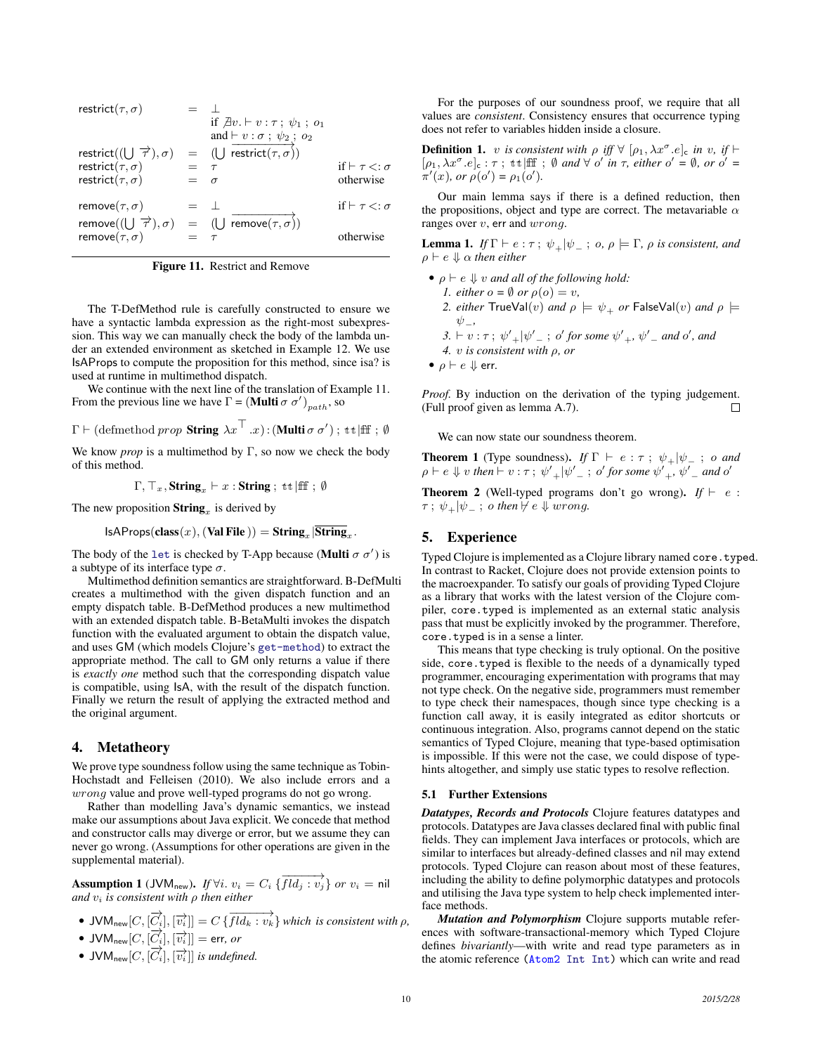$$
\begin{array}{llll}
\mathsf{restrict}(\tau, \sigma) & = & \bot & \\
& & \text{if } \nexists v. \vdash v : \tau \;;\; \psi_1 \;;\; o_1 & \\
& & \text{and} \vdash v : \sigma \;;\; \psi_2 \;;\; o_2 & \\
\mathsf{restrict}((\bigcup \overrightarrow{\tau}), \sigma) & = & (\bigcup \overrightarrow{\mathsf{restrict}(\tau, \sigma)}) & \\
\mathsf{restrict}(\tau, \sigma) & = & \tau & \text{if} \vdash \tau <: \sigma \\
\mathsf{restrict}(\tau, \sigma) & = & \sigma & \text{otherwise} \\
& & & \\
\mathsf{remove}(\tau, \sigma) & = & \bot & \text{if} \vdash \tau <: \sigma \\
\mathsf{remove}((\bigcup \overrightarrow{\tau}), \sigma) & = & (\bigcup \overrightarrow{\mathsf{remove}(\tau, \sigma)}) & \\
\mathsf{remove}(\tau, \sigma) & = & \tau & \text{otherwise}
\end{array}
$$

**Figure 11.** Restrict and Remove

The T-DefMethod rule is carefully constructed to ensure we have a syntactic lambda expression as the right-most subexpression. This way we can manually check the body of the lambda under an extended environment as sketched in Example 12. We use IsAProps to compute the proposition for this method, since isa? is used at runtime in multimethod dispatch.

We continue with the next line of the translation of Example 11. From the previous line we have $\Gamma = (\textbf{Multi}\, \sigma\ \sigma')_{path}$, so

$$\Gamma \vdash (\text{defmethod } prop \ \textbf{String} \ \lambda x^{\top}.x) : (\textbf{Multi}\, \sigma\ \sigma') \;;\; \mathtt{tt}|\mathtt{ff} \;;\; \emptyset$$

We know *prop* is a multimethod by $\Gamma$, so now we check the body of this method.

$$\Gamma, \top_x, \textbf{String}_x \vdash x : \textbf{String} \;;\; \mathtt{tt}|\mathtt{ff} \;;\; \emptyset$$

The new proposition $\textbf{String}_x$ is derived by

$$\mathsf{IsAProps}(\textbf{class}(x), (\textbf{Val File})) = \textbf{String}_x|\overline{\textbf{String}}_x.$$

The body of the `let` is checked by T-App because $(\textbf{Multi}\, \sigma\ \sigma')$ is a subtype of its interface type $\sigma$.

Multimethod definition semantics are straightforward. B-DefMulti creates a multimethod with the given dispatch function and an empty dispatch table. B-DefMethod produces a new multimethod with an extended dispatch table. B-BetaMulti invokes the dispatch function with the evaluated argument to obtain the dispatch value, and uses GM (which models Clojure's `get-method`) to extract the appropriate method. The call to GM only returns a value if there is *exactly one* method such that the corresponding dispatch value is compatible, using IsA, with the result of the dispatch function. Finally we return the result of applying the extracted method and the original argument.

## 4. Metatheory

We prove type soundness follow using the same technique as Tobin-Hochstadt and Felleisen (2010). We also include errors and a $wrong$ value and prove well-typed programs do not go wrong.

Rather than modelling Java's dynamic semantics, we instead make our assumptions about Java explicit. We concede that method and constructor calls may diverge or error, but we assume they can never go wrong. (Assumptions for other operations are given in the supplemental material).

**Assumption 1** ($\mathsf{JVM}_{\mathsf{new}}$)**.** *If* $\forall i.\ v_i = C_i\ \{\overrightarrow{fld_j : v_j}\}$ *or* $v_i = \mathsf{nil}$ *and* $v_i$ *is consistent with* $\rho$ *then either*

- $\mathsf{JVM}_{\mathsf{new}}[C, [\overrightarrow{C_i}], [\overrightarrow{v_i}]] = C\ \{\overrightarrow{fld_k : v_k}\}$ *which is consistent with* $\rho$,
- $\mathsf{JVM}_{\mathsf{new}}[C, [\overrightarrow{C_i}], [\overrightarrow{v_i}]] = \mathsf{err}$, *or*
- $\mathsf{JVM}_{\mathsf{new}}[C, [\overrightarrow{C_i}], [\overrightarrow{v_i}]]$ *is undefined.*

For the purposes of our soundness proof, we require that all values are *consistent*. Consistency ensures that occurrence typing does not refer to variables hidden inside a closure.

**Definition 1.** $v$ *is consistent with* $\rho$ *iff* $\forall\ [\rho_1, \lambda x^{\sigma}.e]_{\mathsf{c}}$ *in* $v$*, if* $\vdash [\rho_1, \lambda x^{\sigma}.e]_{\mathsf{c}} : \tau \;;\; \mathtt{tt}|\mathtt{ff} \;;\; \emptyset$ *and* $\forall\ o'$ *in* $\tau$*, either* $o' = \emptyset$*, or* $o' = \pi'(x)$*, or* $\rho(o') = \rho_1(o')$.

Our main lemma says if there is a defined reduction, then the propositions, object and type are correct. The metavariable $\alpha$ ranges over $v$, err and $wrong$.

**Lemma 1.** *If* $\Gamma \vdash e : \tau \;;\; \psi_+|\psi_- \;;\; o$*,* $\rho \models \Gamma$*,* $\rho$ *is consistent, and* $\rho \vdash e \Downarrow \alpha$ *then either*

- $\rho \vdash e \Downarrow v$ *and all of the following hold:*
  1. *either* $o = \emptyset$ *or* $\rho(o) = v$,
  2. *either* $\mathsf{TrueVal}(v)$ *and* $\rho \models \psi_+$ *or* $\mathsf{FalseVal}(v)$ *and* $\rho \models \psi_-$,
  3. $\vdash v : \tau \;;\; \psi'_+|\psi'_- \;;\; o'$ *for some* $\psi'_+$*,* $\psi'_-$ *and* $o'$*, and*
  4. $v$ *is consistent with* $\rho$*, or*
- $\rho \vdash e \Downarrow \mathsf{err}$.

*Proof.* By induction on the derivation of the typing judgement. (Full proof given as lemma A.7). ∎

We can now state our soundness theorem.

**Theorem 1** (Type soundness)**.** *If* $\Gamma \vdash e : \tau \;;\; \psi_+|\psi_- \;;\; o$ *and* $\rho \vdash e \Downarrow v$ *then* $\vdash v : \tau \;;\; \psi'_+|\psi'_- \;;\; o'$ *for some* $\psi'_+$*,* $\psi'_-$ *and* $o'$

**Theorem 2** (Well-typed programs don't go wrong)**.** *If* $\vdash e : \tau \;;\; \psi_+|\psi_- \;;\; o$ *then* $\not\vdash e \Downarrow wrong$*.*

## 5. Experience

Typed Clojure is implemented as a Clojure library named `core.typed`. In contrast to Racket, Clojure does not provide extension points to the macroexpander. To satisfy our goals of providing Typed Clojure as a library that works with the latest version of the Clojure compiler, `core.typed` is implemented as an external static analysis pass that must be explicitly invoked by the programmer. Therefore, `core.typed` is in a sense a linter.

This means that type checking is truly optional. On the positive side, `core.typed` is flexible to the needs of a dynamically typed programmer, encouraging experimentation with programs that may not type check. On the negative side, programmers must remember to type check their namespaces, though since type checking is a function call away, it is easily integrated as editor shortcuts or continuous integration. Also, programs cannot depend on the static semantics of Typed Clojure, meaning that type-based optimisation is impossible. If this were not the case, we could dispose of type-hints altogether, and simply use static types to resolve reflection.

### 5.1 Further Extensions

***Datatypes, Records and Protocols*** Clojure features datatypes and protocols. Datatypes are Java classes declared final with public final fields. They can implement Java interfaces or protocols, which are similar to interfaces but already-defined classes and nil may extend protocols. Typed Clojure can reason about most of these features, including the ability to define polymorphic datatypes and protocols and utilising the Java type system to help check implemented interface methods.

***Mutation and Polymorphism*** Clojure supports mutable references with software-transactional-memory which Typed Clojure defines *bivariantly*—with write and read type parameters as in the atomic reference (`Atom2 Int Int`) which can write and read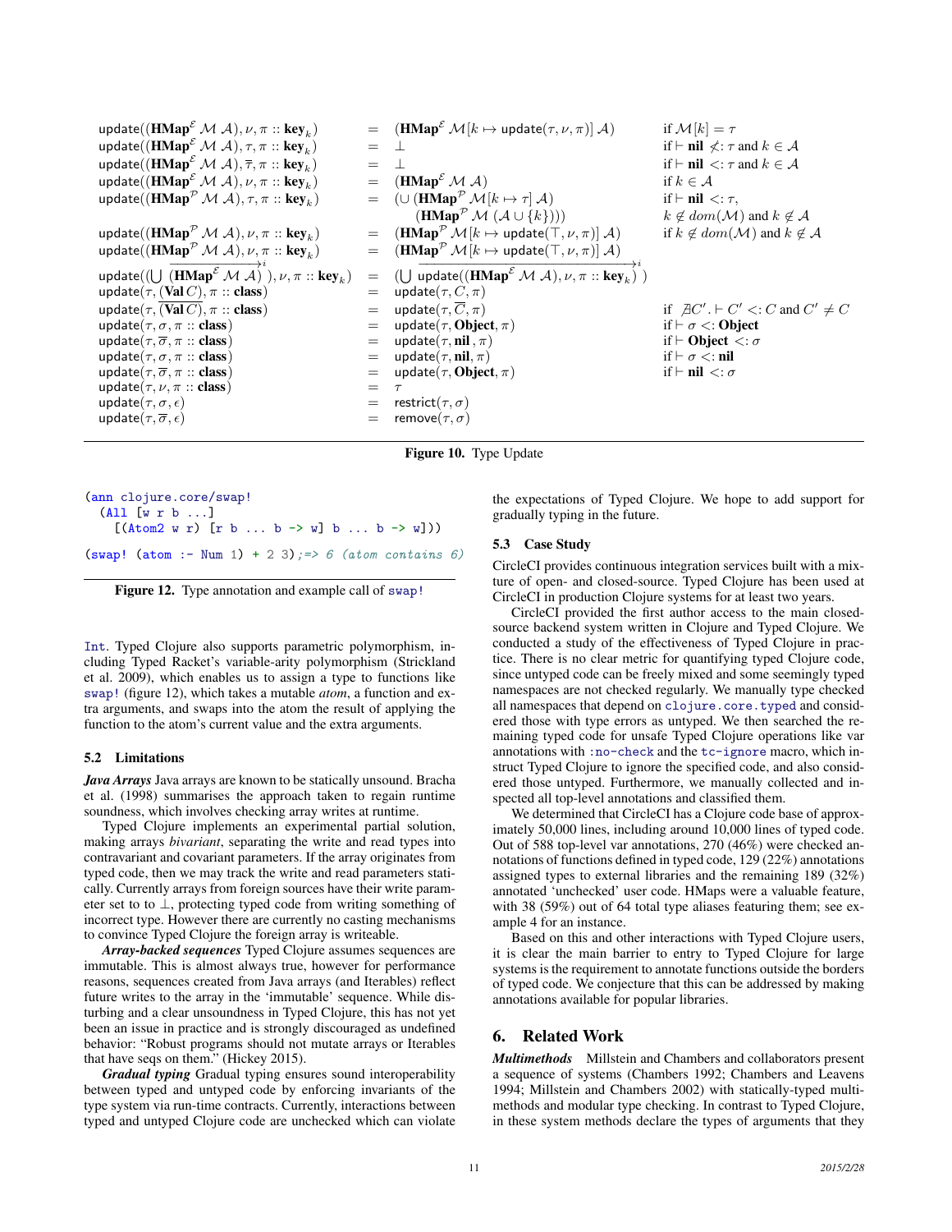$$
\begin{array}{llll}
\mathsf{update}((\mathbf{HMap}^{\mathcal{E}}\ \mathcal{M}\ \mathcal{A}), \nu, \pi :: \mathbf{key}_k) & = & (\mathbf{HMap}^{\mathcal{E}}\ \mathcal{M}[k \mapsto \mathsf{update}(\tau, \nu, \pi)]\ \mathcal{A}) & \text{if } \mathcal{M}[k] = \tau \\
\mathsf{update}((\mathbf{HMap}^{\mathcal{E}}\ \mathcal{M}\ \mathcal{A}), \tau, \pi :: \mathbf{key}_k) & = & \bot & \text{if } \vdash \mathbf{nil} \not<: \tau \text{ and } k \in \mathcal{A} \\
\mathsf{update}((\mathbf{HMap}^{\mathcal{E}}\ \mathcal{M}\ \mathcal{A}), \overline{\tau}, \pi :: \mathbf{key}_k) & = & \bot & \text{if } \vdash \mathbf{nil} <: \tau \text{ and } k \in \mathcal{A} \\
\mathsf{update}((\mathbf{HMap}^{\mathcal{E}}\ \mathcal{M}\ \mathcal{A}), \nu, \pi :: \mathbf{key}_k) & = & (\mathbf{HMap}^{\mathcal{E}}\ \mathcal{M}\ \mathcal{A}) & \text{if } k \in \mathcal{A} \\
\mathsf{update}((\mathbf{HMap}^{\mathcal{P}}\ \mathcal{M}\ \mathcal{A}), \tau, \pi :: \mathbf{key}_k) & = & (\cup\ (\mathbf{HMap}^{\mathcal{P}}\ \mathcal{M}[k \mapsto \tau]\ \mathcal{A}) & \text{if } \vdash \mathbf{nil} <: \tau, \\
 & & \quad (\mathbf{HMap}^{\mathcal{P}}\ \mathcal{M}\ (\mathcal{A} \cup \{k\}))) & k \notin dom(\mathcal{M}) \text{ and } k \notin \mathcal{A} \\
\mathsf{update}((\mathbf{HMap}^{\mathcal{P}}\ \mathcal{M}\ \mathcal{A}), \nu, \pi :: \mathbf{key}_k) & = & (\mathbf{HMap}^{\mathcal{P}}\ \mathcal{M}[k \mapsto \mathsf{update}(\top, \nu, \pi)]\ \mathcal{A}) & \text{if } k \notin dom(\mathcal{M}) \text{ and } k \notin \mathcal{A} \\
\mathsf{update}((\mathbf{HMap}^{\mathcal{P}}\ \mathcal{M}\ \mathcal{A}), \nu, \pi :: \mathbf{key}_k) & = & (\mathbf{HMap}^{\mathcal{P}}\ \mathcal{M}[k \mapsto \mathsf{update}(\top, \nu, \pi)]\ \mathcal{A}) & \\
\mathsf{update}((\bigcup\ \overrightarrow{(\mathbf{HMap}^{\mathcal{E}}\ \mathcal{M}\ \mathcal{A})}^{i}), \nu, \pi :: \mathbf{key}_k) & = & (\bigcup\ \overrightarrow{\mathsf{update}((\mathbf{HMap}^{\mathcal{E}}\ \mathcal{M}\ \mathcal{A}), \nu, \pi :: \mathbf{key}_k)}^{i}) & \\
\mathsf{update}(\tau, (\mathbf{Val}\ C), \pi :: \mathbf{class}) & = & \mathsf{update}(\tau, C, \pi) & \\
\mathsf{update}(\tau, \overline{(\mathbf{Val}\ C)}, \pi :: \mathbf{class}) & = & \mathsf{update}(\tau, \overline{C}, \pi) & \text{if } \nexists C'. \vdash C' <: C \text{ and } C' \neq C \\
\mathsf{update}(\tau, \sigma, \pi :: \mathbf{class}) & = & \mathsf{update}(\tau, \mathbf{Object}, \pi) & \text{if } \vdash \sigma <: \mathbf{Object} \\
\mathsf{update}(\tau, \overline{\sigma}, \pi :: \mathbf{class}) & = & \mathsf{update}(\tau, \mathbf{nil}, \pi) & \text{if } \vdash \mathbf{Object} <: \sigma \\
\mathsf{update}(\tau, \sigma, \pi :: \mathbf{class}) & = & \mathsf{update}(\tau, \mathbf{nil}, \pi) & \text{if } \vdash \sigma <: \mathbf{nil} \\
\mathsf{update}(\tau, \overline{\sigma}, \pi :: \mathbf{class}) & = & \mathsf{update}(\tau, \mathbf{Object}, \pi) & \text{if } \vdash \mathbf{nil} <: \sigma \\
\mathsf{update}(\tau, \nu, \pi :: \mathbf{class}) & = & \tau & \\
\mathsf{update}(\tau, \sigma, \epsilon) & = & \mathsf{restrict}(\tau, \sigma) & \\
\mathsf{update}(\tau, \overline{\sigma}, \epsilon) & = & \mathsf{remove}(\tau, \sigma) &
\end{array}
$$

**Figure 10.** Type Update

```
(ann clojure.core/swap!
  (All [w r b ...]
    [(Atom2 w r) [r b ... b -> w] b ... b -> w]))

(swap! (atom :- Num 1) + 2 3) ;=> 6 (atom contains 6)
```

**Figure 12.** Type annotation and example call of `swap!`

`Int`. Typed Clojure also supports parametric polymorphism, including Typed Racket's variable-arity polymorphism (Strickland et al. 2009), which enables us to assign a type to functions like `swap!` (figure 12), which takes a mutable *atom*, a function and extra arguments, and swaps into the atom the result of applying the function to the atom's current value and the extra arguments.

### 5.2 Limitations

***Java Arrays*** Java arrays are known to be statically unsound. Bracha et al. (1998) summarises the approach taken to regain runtime soundness, which involves checking array writes at runtime.

Typed Clojure implements an experimental partial solution, making arrays *bivariant*, separating the write and read types into contravariant and covariant parameters. If the array originates from typed code, then we may track the write and read parameters statically. Currently arrays from foreign sources have their write parameter set to to $\bot$, protecting typed code from writing something of incorrect type. However there are currently no casting mechanisms to convince Typed Clojure the foreign array is writeable.

***Array-backed sequences*** Typed Clojure assumes sequences are immutable. This is almost always true, however for performance reasons, sequences created from Java arrays (and Iterables) reflect future writes to the array in the 'immutable' sequence. While disturbing and a clear unsoundness in Typed Clojure, this has not yet been an issue in practice and is strongly discouraged as undefined behavior: "Robust programs should not mutate arrays or Iterables that have seqs on them." (Hickey 2015).

***Gradual typing*** Gradual typing ensures sound interoperability between typed and untyped code by enforcing invariants of the type system via run-time contracts. Currently, interactions between typed and untyped Clojure code are unchecked which can violate the expectations of Typed Clojure. We hope to add support for gradually typing in the future.

### 5.3 Case Study

CircleCI provides continuous integration services built with a mixture of open- and closed-source. Typed Clojure has been used at CircleCI in production Clojure systems for at least two years.

CircleCI provided the first author access to the main closed-source backend system written in Clojure and Typed Clojure. We conducted a study of the effectiveness of Typed Clojure in practice. There is no clear metric for quantifying typed Clojure code, since untyped code can be freely mixed and some seemingly typed namespaces are not checked regularly. We manually type checked all namespaces that depend on `clojure.core.typed` and considered those with type errors as untyped. We then searched the remaining typed code for unsafe Typed Clojure operations like var annotations with `:no-check` and the `tc-ignore` macro, which instruct Typed Clojure to ignore the specified code, and also considered those untyped. Furthermore, we manually collected and inspected all top-level annotations and classified them.

We determined that CircleCI has a Clojure code base of approximately 50,000 lines, including around 10,000 lines of typed code. Out of 588 top-level var annotations, 270 (46%) were checked annotations of functions defined in typed code, 129 (22%) annotations assigned types to external libraries and the remaining 189 (32%) annotated 'unchecked' user code. HMaps were a valuable feature, with 38 (59%) out of 64 total type aliases featuring them; see example 4 for an instance.

Based on this and other interactions with Typed Clojure users, it is clear the main barrier to entry to Typed Clojure for large systems is the requirement to annotate functions outside the borders of typed code. We conjecture that this can be addressed by making annotations available for popular libraries.

## 6. Related Work

***Multimethods*** Millstein and Chambers and collaborators present a sequence of systems (Chambers 1992; Chambers and Leavens 1994; Millstein and Chambers 2002) with statically-typed multimethods and modular type checking. In contrast to Typed Clojure, in these system methods declare the types of arguments that they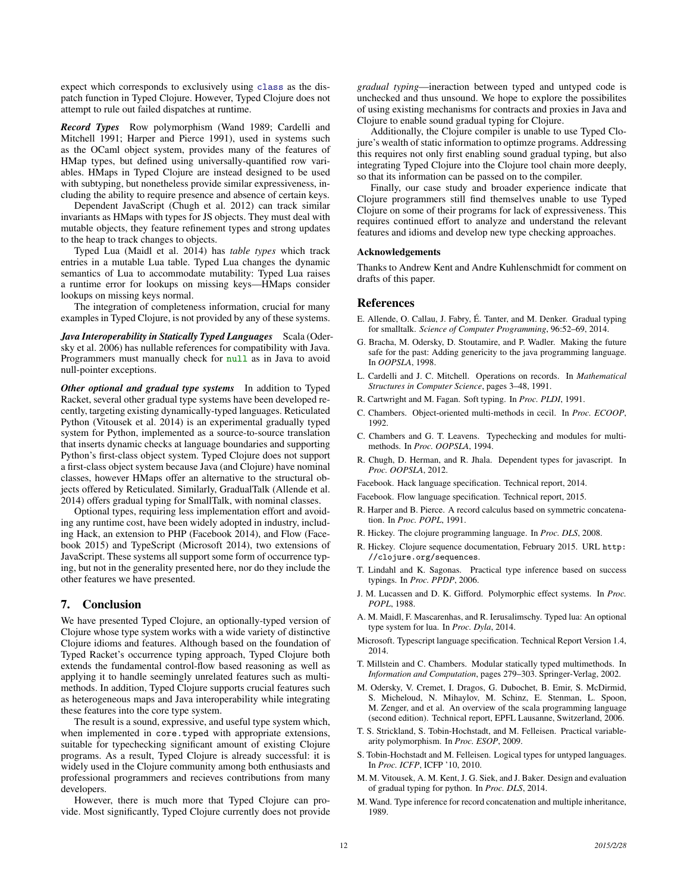expect which corresponds to exclusively using `class` as the dispatch function in Typed Clojure. However, Typed Clojure does not attempt to rule out failed dispatches at runtime.

***Record Types*** Row polymorphism (Wand 1989; Cardelli and Mitchell 1991; Harper and Pierce 1991), used in systems such as the OCaml object system, provides many of the features of HMap types, but defined using universally-quantified row variables. HMaps in Typed Clojure are instead designed to be used with subtyping, but nonetheless provide similar expressiveness, including the ability to require presence and absence of certain keys.

Dependent JavaScript (Chugh et al. 2012) can track similar invariants as HMaps with types for JS objects. They must deal with mutable objects, they feature refinement types and strong updates to the heap to track changes to objects.

Typed Lua (Maidl et al. 2014) has *table types* which track entries in a mutable Lua table. Typed Lua changes the dynamic semantics of Lua to accommodate mutability: Typed Lua raises a runtime error for lookups on missing keys—HMaps consider lookups on missing keys normal.

The integration of completeness information, crucial for many examples in Typed Clojure, is not provided by any of these systems.

***Java Interoperability in Statically Typed Languages*** Scala (Odersky et al. 2006) has nullable references for compatibility with Java. Programmers must manually check for `null` as in Java to avoid null-pointer exceptions.

***Other optional and gradual type systems*** In addition to Typed Racket, several other gradual type systems have been developed recently, targeting existing dynamically-typed languages. Reticulated Python (Vitousek et al. 2014) is an experimental gradually typed system for Python, implemented as a source-to-source translation that inserts dynamic checks at language boundaries and supporting Python's first-class object system. Typed Clojure does not support a first-class object system because Java (and Clojure) have nominal classes, however HMaps offer an alternative to the structural objects offered by Reticulated. Similarly, GradualTalk (Allende et al. 2014) offers gradual typing for SmallTalk, with nominal classes.

Optional types, requiring less implementation effort and avoiding any runtime cost, have been widely adopted in industry, including Hack, an extension to PHP (Facebook 2014), and Flow (Facebook 2015) and TypeScript (Microsoft 2014), two extensions of JavaScript. These systems all support some form of occurrence typing, but not in the generality presented here, nor do they include the other features we have presented.

## 7. Conclusion

We have presented Typed Clojure, an optionally-typed version of Clojure whose type system works with a wide variety of distinctive Clojure idioms and features. Although based on the foundation of Typed Racket's occurrence typing approach, Typed Clojure both extends the fundamental control-flow based reasoning as well as applying it to handle seemingly unrelated features such as multimethods. In addition, Typed Clojure supports crucial features such as heterogeneous maps and Java interoperability while integrating these features into the core type system.

The result is a sound, expressive, and useful type system which, when implemented in `core.typed` with appropriate extensions, suitable for typechecking significant amount of existing Clojure programs. As a result, Typed Clojure is already successful: it is widely used in the Clojure community among both enthusiasts and professional programmers and recieves contributions from many developers.

However, there is much more that Typed Clojure can provide. Most significantly, Typed Clojure currently does not provide *gradual typing*—ineraction between typed and untyped code is unchecked and thus unsound. We hope to explore the possibilites of using existing mechanisms for contracts and proxies in Java and Clojure to enable sound gradual typing for Clojure.

Additionally, the Clojure compiler is unable to use Typed Clojure's wealth of static information to optimze programs. Addressing this requires not only first enabling sound gradual typing, but also integrating Typed Clojure into the Clojure tool chain more deeply, so that its information can be passed on to the compiler.

Finally, our case study and broader experience indicate that Clojure programmers still find themselves unable to use Typed Clojure on some of their programs for lack of expressiveness. This requires continued effort to analyze and understand the relevant features and idioms and develop new type checking approaches.

### Acknowledgements

Thanks to Andrew Kent and Andre Kuhlenschmidt for comment on drafts of this paper.

## References

E. Allende, O. Callau, J. Fabry, É. Tanter, and M. Denker. Gradual typing for smalltalk. *Science of Computer Programming*, 96:52–69, 2014.

G. Bracha, M. Odersky, D. Stoutamire, and P. Wadler. Making the future safe for the past: Adding genericity to the java programming language. In *OOPSLA*, 1998.

L. Cardelli and J. C. Mitchell. Operations on records. In *Mathematical Structures in Computer Science*, pages 3–48, 1991.

R. Cartwright and M. Fagan. Soft typing. In *Proc. PLDI*, 1991.

C. Chambers. Object-oriented multi-methods in cecil. In *Proc. ECOOP*, 1992.

C. Chambers and G. T. Leavens. Typechecking and modules for multimethods. In *Proc. OOPSLA*, 1994.

R. Chugh, D. Herman, and R. Jhala. Dependent types for javascript. In *Proc. OOPSLA*, 2012.

Facebook. Hack language specification. Technical report, 2014.

Facebook. Flow language specification. Technical report, 2015.

R. Harper and B. Pierce. A record calculus based on symmetric concatenation. In *Proc. POPL*, 1991.

R. Hickey. The clojure programming language. In *Proc. DLS*, 2008.

R. Hickey. Clojure sequence documentation, February 2015. URL http://clojure.org/sequences.

T. Lindahl and K. Sagonas. Practical type inference based on success typings. In *Proc. PPDP*, 2006.

J. M. Lucassen and D. K. Gifford. Polymorphic effect systems. In *Proc. POPL*, 1988.

A. M. Maidl, F. Mascarenhas, and R. Ierusalimschy. Typed lua: An optional type system for lua. In *Proc. Dyla*, 2014.

Microsoft. Typescript language specification. Technical Report Version 1.4, 2014.

T. Millstein and C. Chambers. Modular statically typed multimethods. In *Information and Computation*, pages 279–303. Springer-Verlag, 2002.

M. Odersky, V. Cremet, I. Dragos, G. Dubochet, B. Emir, S. McDirmid, S. Micheloud, N. Mihaylov, M. Schinz, E. Stenman, L. Spoon, M. Zenger, and et al. An overview of the scala programming language (second edition). Technical report, EPFL Lausanne, Switzerland, 2006.

T. S. Strickland, S. Tobin-Hochstadt, and M. Felleisen. Practical variable-arity polymorphism. In *Proc. ESOP*, 2009.

S. Tobin-Hochstadt and M. Felleisen. Logical types for untyped languages. In *Proc. ICFP*, ICFP '10, 2010.

M. M. Vitousek, A. M. Kent, J. G. Siek, and J. Baker. Design and evaluation of gradual typing for python. In *Proc. DLS*, 2014.

M. Wand. Type inference for record concatenation and multiple inheritance, 1989.